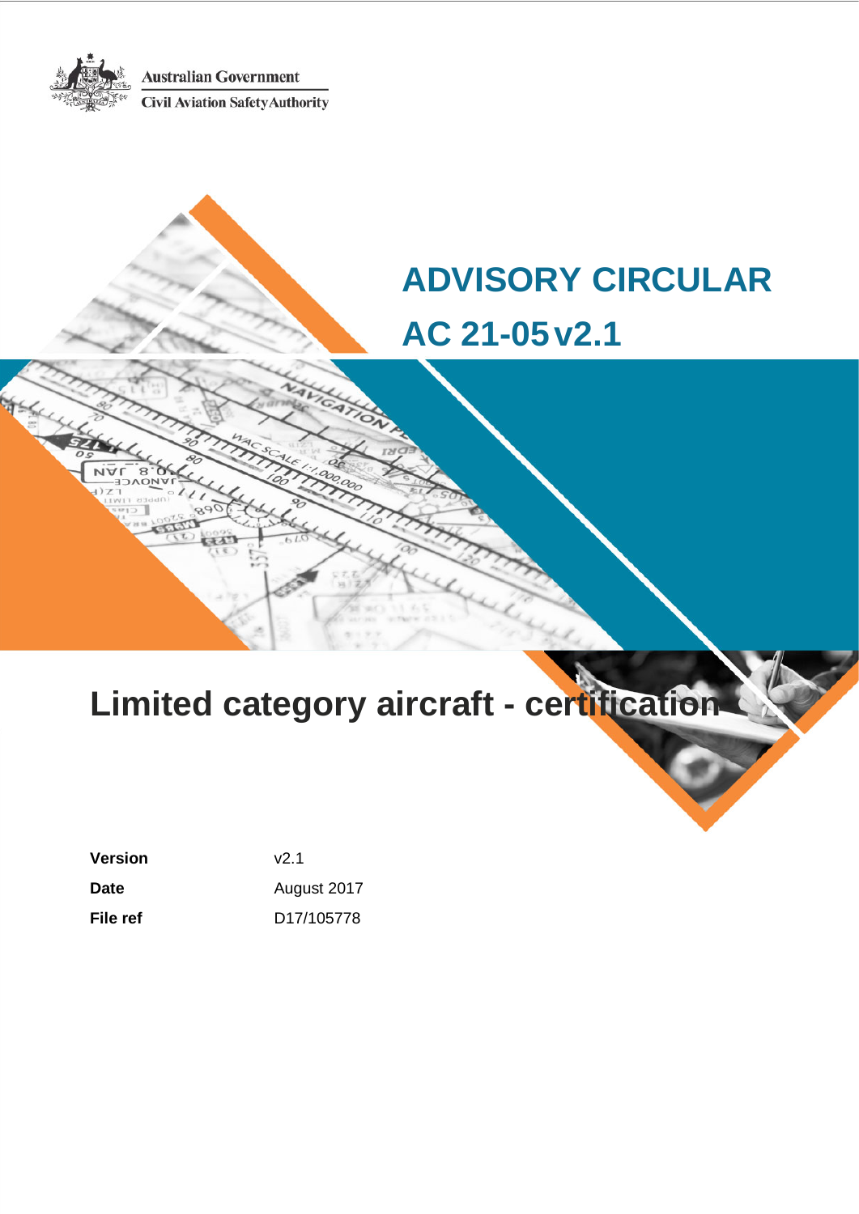Australian Government

Civil Aviation Safety Authority

# ADVISORY CIRCULAR

# AC 21-05 v2.1

# Limited category aircraft - certification

| | |
|---|---|
| **Version** | v2.1 |
| **Date** | August 2017 |
| **File ref** | D17/105778 |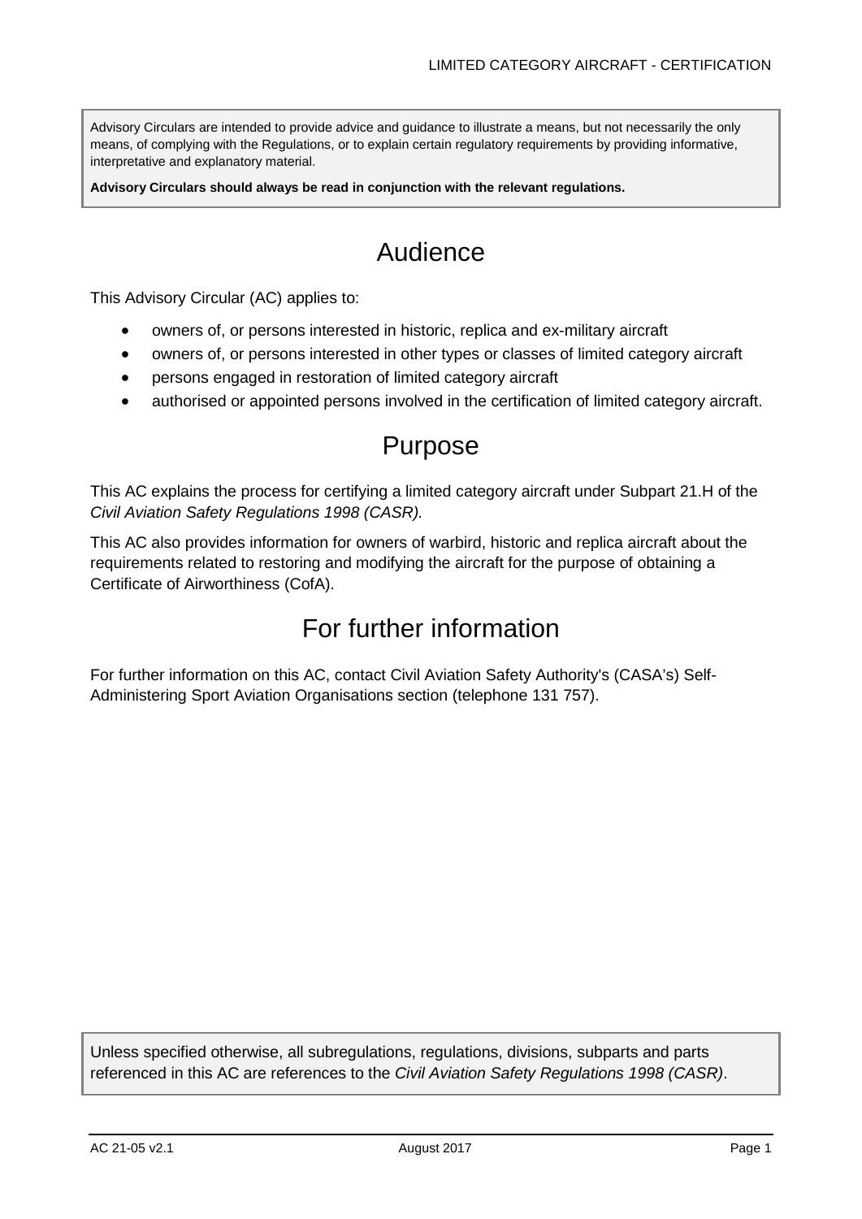Advisory Circulars are intended to provide advice and guidance to illustrate a means, but not necessarily the only means, of complying with the Regulations, or to explain certain regulatory requirements by providing informative, interpretative and explanatory material.

**Advisory Circulars should always be read in conjunction with the relevant regulations.**

# Audience

This Advisory Circular (AC) applies to:

- owners of, or persons interested in historic, replica and ex-military aircraft
- owners of, or persons interested in other types or classes of limited category aircraft
- persons engaged in restoration of limited category aircraft
- authorised or appointed persons involved in the certification of limited category aircraft.

# Purpose

This AC explains the process for certifying a limited category aircraft under Subpart 21.H of the *Civil Aviation Safety Regulations 1998 (CASR).*

This AC also provides information for owners of warbird, historic and replica aircraft about the requirements related to restoring and modifying the aircraft for the purpose of obtaining a Certificate of Airworthiness (CofA).

# For further information

For further information on this AC, contact Civil Aviation Safety Authority's (CASA's) Self-Administering Sport Aviation Organisations section (telephone 131 757).

Unless specified otherwise, all subregulations, regulations, divisions, subparts and parts referenced in this AC are references to the *Civil Aviation Safety Regulations 1998 (CASR)*.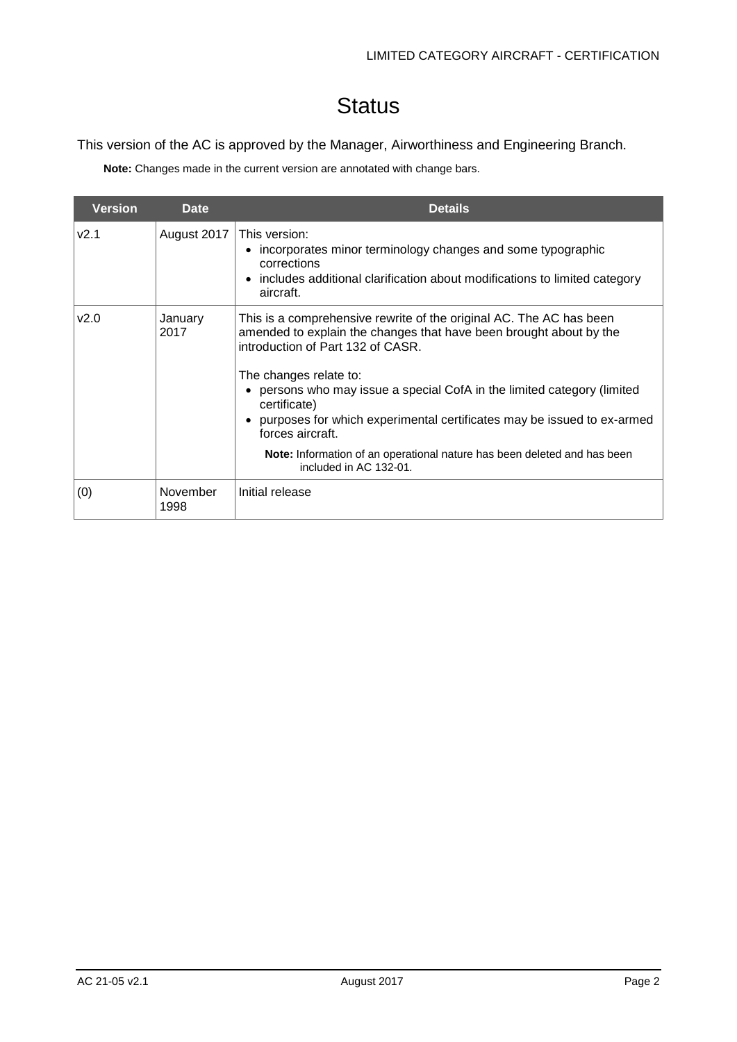# Status

This version of the AC is approved by the Manager, Airworthiness and Engineering Branch.

**Note:** Changes made in the current version are annotated with change bars.

| Version | Date | Details |
|---|---|---|
| v2.1 | August 2017 | This version:<br>• incorporates minor terminology changes and some typographic corrections<br>• includes additional clarification about modifications to limited category aircraft. |
| v2.0 | January 2017 | This is a comprehensive rewrite of the original AC. The AC has been amended to explain the changes that have been brought about by the introduction of Part 132 of CASR.<br><br>The changes relate to:<br>• persons who may issue a special CofA in the limited category (limited certificate)<br>• purposes for which experimental certificates may be issued to ex-armed forces aircraft.<br><br>**Note:** Information of an operational nature has been deleted and has been included in AC 132-01. |
| (0) | November 1998 | Initial release |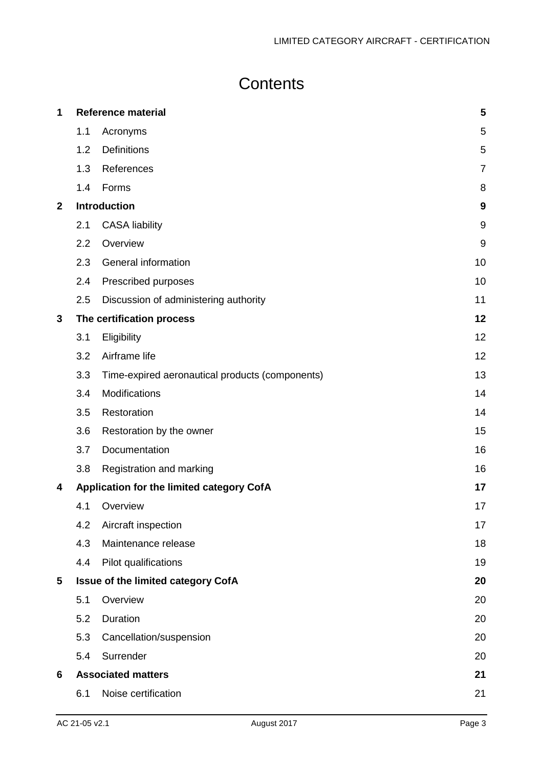# Contents

| | | |
|---|---|---|
| **1** | **Reference material** | **5** |
| 1.1 | Acronyms | 5 |
| 1.2 | Definitions | 5 |
| 1.3 | References | 7 |
| 1.4 | Forms | 8 |
| **2** | **Introduction** | **9** |
| 2.1 | CASA liability | 9 |
| 2.2 | Overview | 9 |
| 2.3 | General information | 10 |
| 2.4 | Prescribed purposes | 10 |
| 2.5 | Discussion of administering authority | 11 |
| **3** | **The certification process** | **12** |
| 3.1 | Eligibility | 12 |
| 3.2 | Airframe life | 12 |
| 3.3 | Time-expired aeronautical products (components) | 13 |
| 3.4 | Modifications | 14 |
| 3.5 | Restoration | 14 |
| 3.6 | Restoration by the owner | 15 |
| 3.7 | Documentation | 16 |
| 3.8 | Registration and marking | 16 |
| **4** | **Application for the limited category CofA** | **17** |
| 4.1 | Overview | 17 |
| 4.2 | Aircraft inspection | 17 |
| 4.3 | Maintenance release | 18 |
| 4.4 | Pilot qualifications | 19 |
| **5** | **Issue of the limited category CofA** | **20** |
| 5.1 | Overview | 20 |
| 5.2 | Duration | 20 |
| 5.3 | Cancellation/suspension | 20 |
| 5.4 | Surrender | 20 |
| **6** | **Associated matters** | **21** |
| 6.1 | Noise certification | 21 |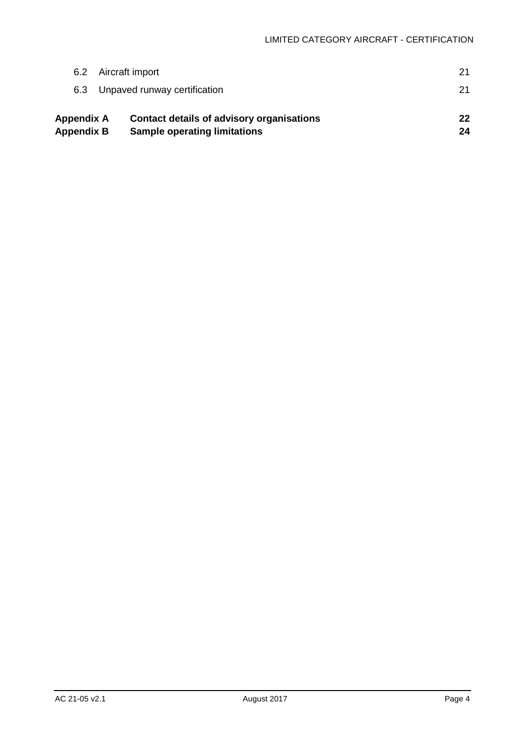6.2 Aircraft import 21

6.3 Unpaved runway certification 21

**Appendix A Contact details of advisory organisations 22**

**Appendix B Sample operating limitations 24**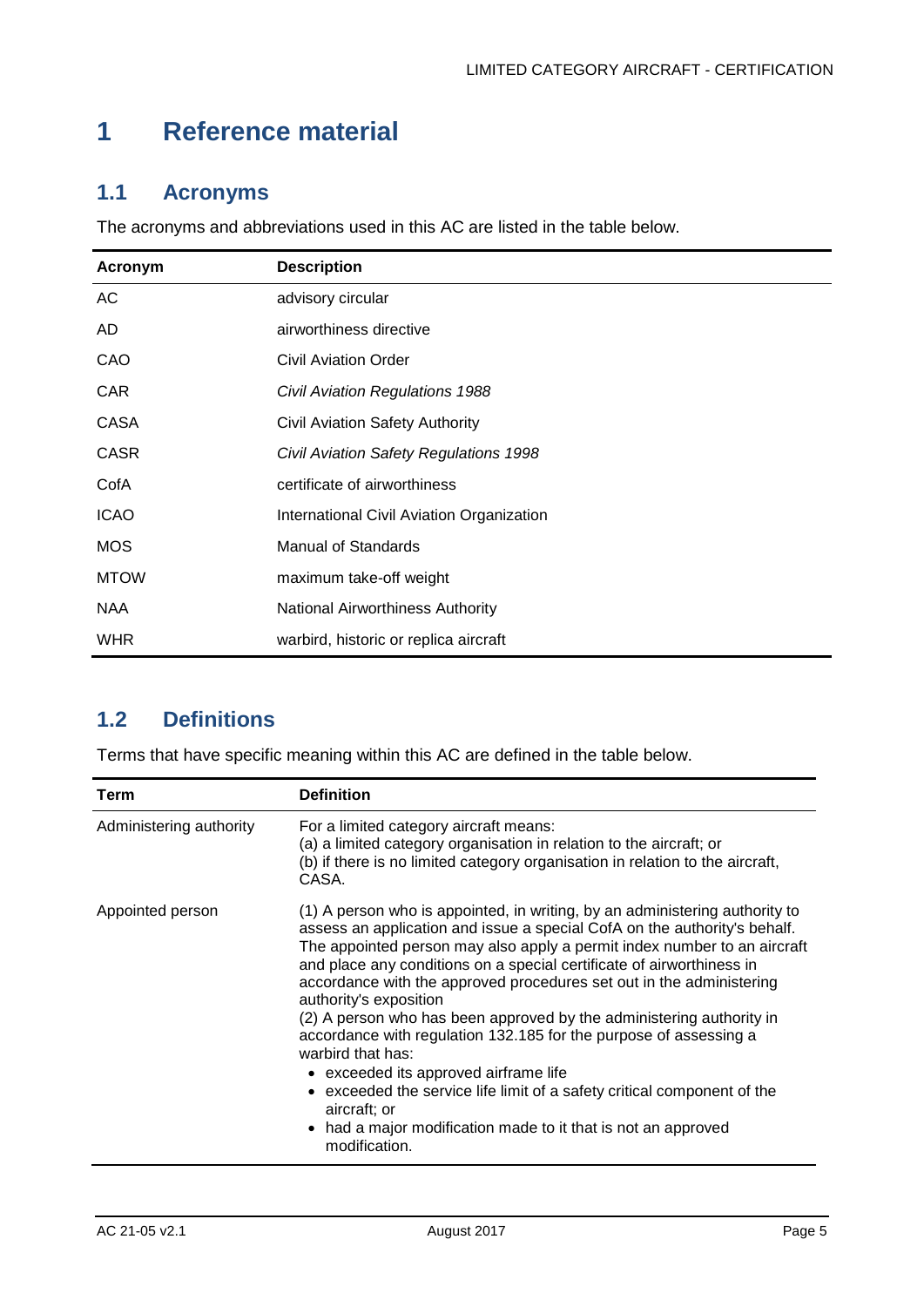# 1 Reference material

## 1.1 Acronyms

The acronyms and abbreviations used in this AC are listed in the table below.

| Acronym | Description |
|---|---|
| AC | advisory circular |
| AD | airworthiness directive |
| CAO | Civil Aviation Order |
| CAR | *Civil Aviation Regulations 1988* |
| CASA | Civil Aviation Safety Authority |
| CASR | *Civil Aviation Safety Regulations 1998* |
| CofA | certificate of airworthiness |
| ICAO | International Civil Aviation Organization |
| MOS | Manual of Standards |
| MTOW | maximum take-off weight |
| NAA | National Airworthiness Authority |
| WHR | warbird, historic or replica aircraft |

## 1.2 Definitions

Terms that have specific meaning within this AC are defined in the table below.

| Term | Definition |
|---|---|
| Administering authority | For a limited category aircraft means:<br>(a) a limited category organisation in relation to the aircraft; or<br>(b) if there is no limited category organisation in relation to the aircraft, CASA. |
| Appointed person | (1) A person who is appointed, in writing, by an administering authority to assess an application and issue a special CofA on the authority's behalf. The appointed person may also apply a permit index number to an aircraft and place any conditions on a special certificate of airworthiness in accordance with the approved procedures set out in the administering authority's exposition<br>(2) A person who has been approved by the administering authority in accordance with regulation 132.185 for the purpose of assessing a warbird that has:<br>• exceeded its approved airframe life<br>• exceeded the service life limit of a safety critical component of the aircraft; or<br>• had a major modification made to it that is not an approved modification. |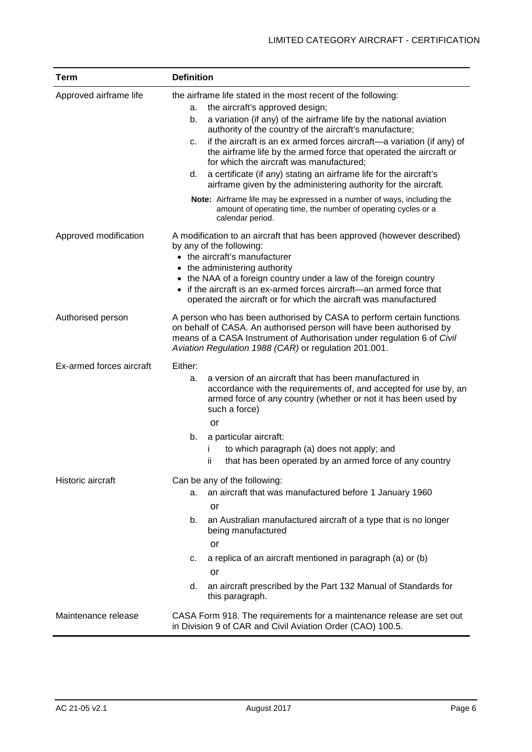| Term | Definition |
| --- | --- |
| Approved airframe life | the airframe life stated in the most recent of the following:<br>a. the aircraft's approved design;<br>b. a variation (if any) of the airframe life by the national aviation authority of the country of the aircraft's manufacture;<br>c. if the aircraft is an ex armed forces aircraft—a variation (if any) of the airframe life by the armed force that operated the aircraft or for which the aircraft was manufactured;<br>d. a certificate (if any) stating an airframe life for the aircraft's airframe given by the administering authority for the aircraft.<br>**Note:** Airframe life may be expressed in a number of ways, including the amount of operating time, the number of operating cycles or a calendar period. |
| Approved modification | A modification to an aircraft that has been approved (however described) by any of the following:<br>• the aircraft's manufacturer<br>• the administering authority<br>• the NAA of a foreign country under a law of the foreign country<br>• if the aircraft is an ex-armed forces aircraft—an armed force that operated the aircraft or for which the aircraft was manufactured |
| Authorised person | A person who has been authorised by CASA to perform certain functions on behalf of CASA. An authorised person will have been authorised by means of a CASA Instrument of Authorisation under regulation 6 of *Civil Aviation Regulation 1988 (CAR)* or regulation 201.001. |
| Ex-armed forces aircraft | Either:<br>a. a version of an aircraft that has been manufactured in accordance with the requirements of, and accepted for use by, an armed force of any country (whether or not it has been used by such a force)<br>or<br>b. a particular aircraft:<br>i to which paragraph (a) does not apply; and<br>ii that has been operated by an armed force of any country |
| Historic aircraft | Can be any of the following:<br>a. an aircraft that was manufactured before 1 January 1960<br>or<br>b. an Australian manufactured aircraft of a type that is no longer being manufactured<br>or<br>c. a replica of an aircraft mentioned in paragraph (a) or (b)<br>or<br>d. an aircraft prescribed by the Part 132 Manual of Standards for this paragraph. |
| Maintenance release | CASA Form 918. The requirements for a maintenance release are set out in Division 9 of CAR and Civil Aviation Order (CAO) 100.5. |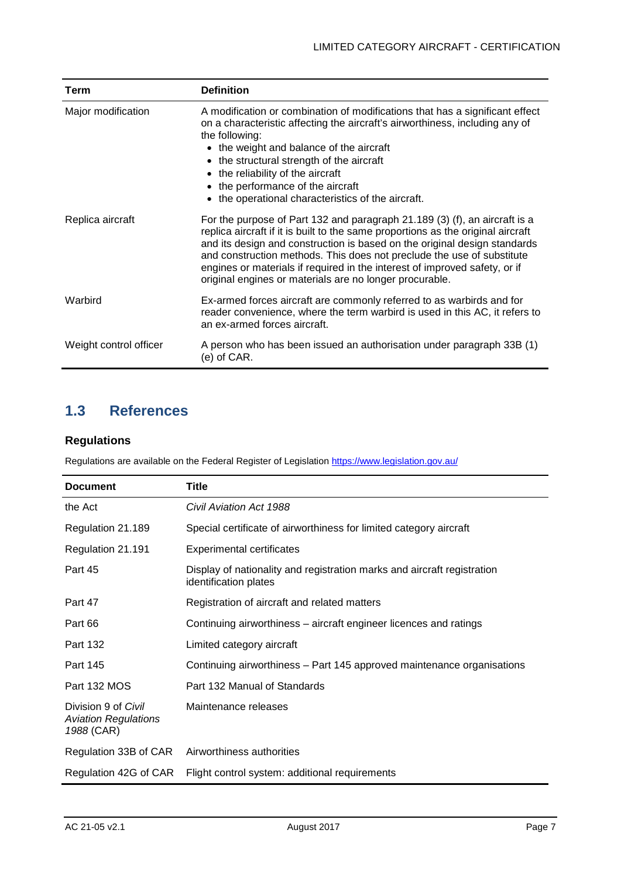| Term | Definition |
| --- | --- |
| Major modification | A modification or combination of modifications that has a significant effect on a characteristic affecting the aircraft's airworthiness, including any of the following:<br>• the weight and balance of the aircraft<br>• the structural strength of the aircraft<br>• the reliability of the aircraft<br>• the performance of the aircraft<br>• the operational characteristics of the aircraft. |
| Replica aircraft | For the purpose of Part 132 and paragraph 21.189 (3) (f), an aircraft is a replica aircraft if it is built to the same proportions as the original aircraft and its design and construction is based on the original design standards and construction methods. This does not preclude the use of substitute engines or materials if required in the interest of improved safety, or if original engines or materials are no longer procurable. |
| Warbird | Ex-armed forces aircraft are commonly referred to as warbirds and for reader convenience, where the term warbird is used in this AC, it refers to an ex-armed forces aircraft. |
| Weight control officer | A person who has been issued an authorisation under paragraph 33B (1) (e) of CAR. |

## 1.3 References

### Regulations

Regulations are available on the Federal Register of Legislation https://www.legislation.gov.au/

| Document | Title |
| --- | --- |
| the Act | *Civil Aviation Act 1988* |
| Regulation 21.189 | Special certificate of airworthiness for limited category aircraft |
| Regulation 21.191 | Experimental certificates |
| Part 45 | Display of nationality and registration marks and aircraft registration identification plates |
| Part 47 | Registration of aircraft and related matters |
| Part 66 | Continuing airworthiness – aircraft engineer licences and ratings |
| Part 132 | Limited category aircraft |
| Part 145 | Continuing airworthiness – Part 145 approved maintenance organisations |
| Part 132 MOS | Part 132 Manual of Standards |
| Division 9 of *Civil Aviation Regulations 1988* (CAR) | Maintenance releases |
| Regulation 33B of CAR | Airworthiness authorities |
| Regulation 42G of CAR | Flight control system: additional requirements |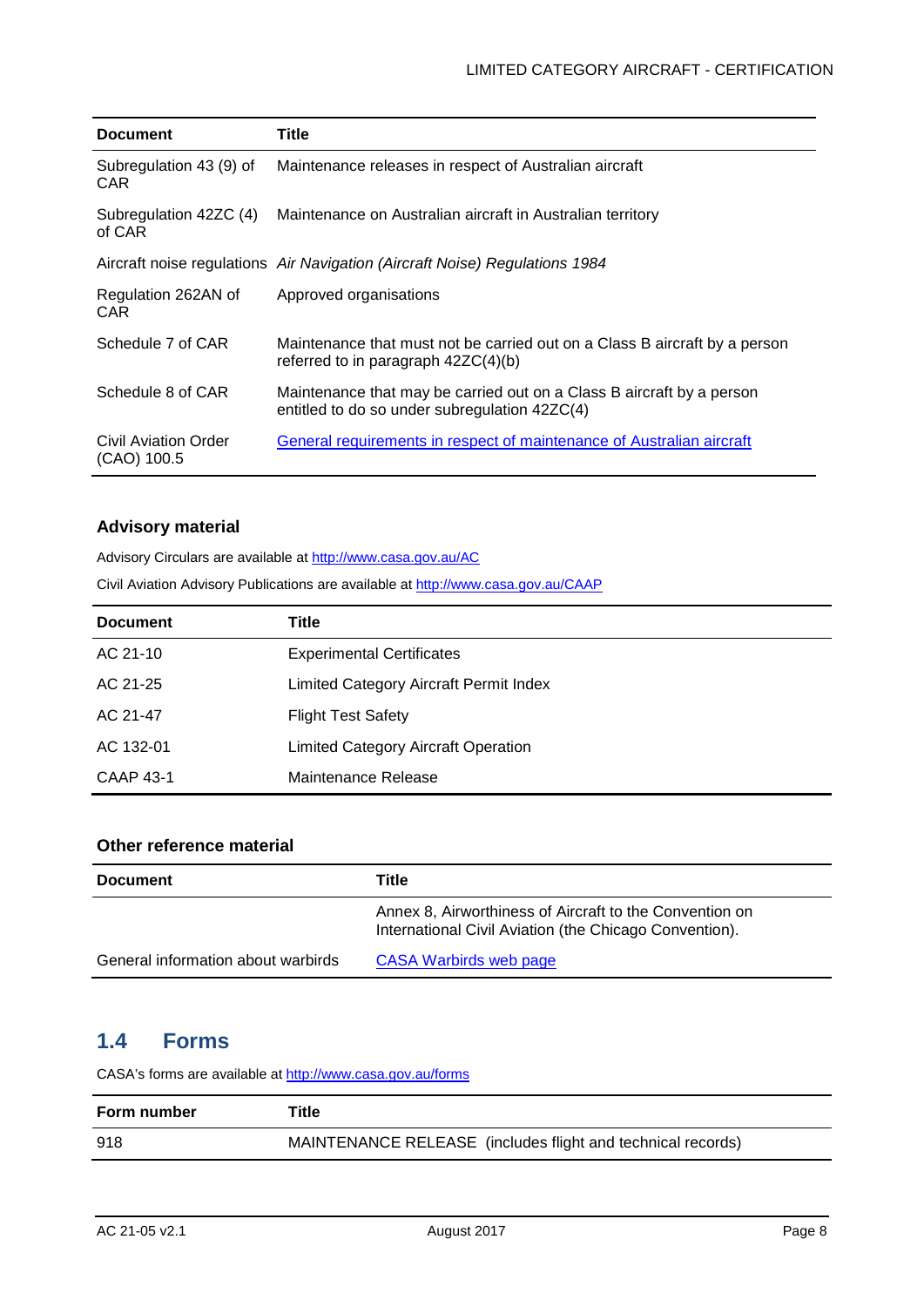| Document | Title |
|---|---|
| Subregulation 43 (9) of CAR | Maintenance releases in respect of Australian aircraft |
| Subregulation 42ZC (4) of CAR | Maintenance on Australian aircraft in Australian territory |
| Aircraft noise regulations | *Air Navigation (Aircraft Noise) Regulations 1984* |
| Regulation 262AN of CAR | Approved organisations |
| Schedule 7 of CAR | Maintenance that must not be carried out on a Class B aircraft by a person referred to in paragraph 42ZC(4)(b) |
| Schedule 8 of CAR | Maintenance that may be carried out on a Class B aircraft by a person entitled to do so under subregulation 42ZC(4) |
| Civil Aviation Order (CAO) 100.5 | General requirements in respect of maintenance of Australian aircraft |

### Advisory material

Advisory Circulars are available at http://www.casa.gov.au/AC

Civil Aviation Advisory Publications are available at http://www.casa.gov.au/CAAP

| Document | Title |
|---|---|
| AC 21-10 | Experimental Certificates |
| AC 21-25 | Limited Category Aircraft Permit Index |
| AC 21-47 | Flight Test Safety |
| AC 132-01 | Limited Category Aircraft Operation |
| CAAP 43-1 | Maintenance Release |

### Other reference material

| Document | Title |
|---|---|
| | Annex 8, Airworthiness of Aircraft to the Convention on International Civil Aviation (the Chicago Convention). |
| General information about warbirds | CASA Warbirds web page |

## 1.4 Forms

CASA's forms are available at http://www.casa.gov.au/forms

| Form number | Title |
|---|---|
| 918 | MAINTENANCE RELEASE (includes flight and technical records) |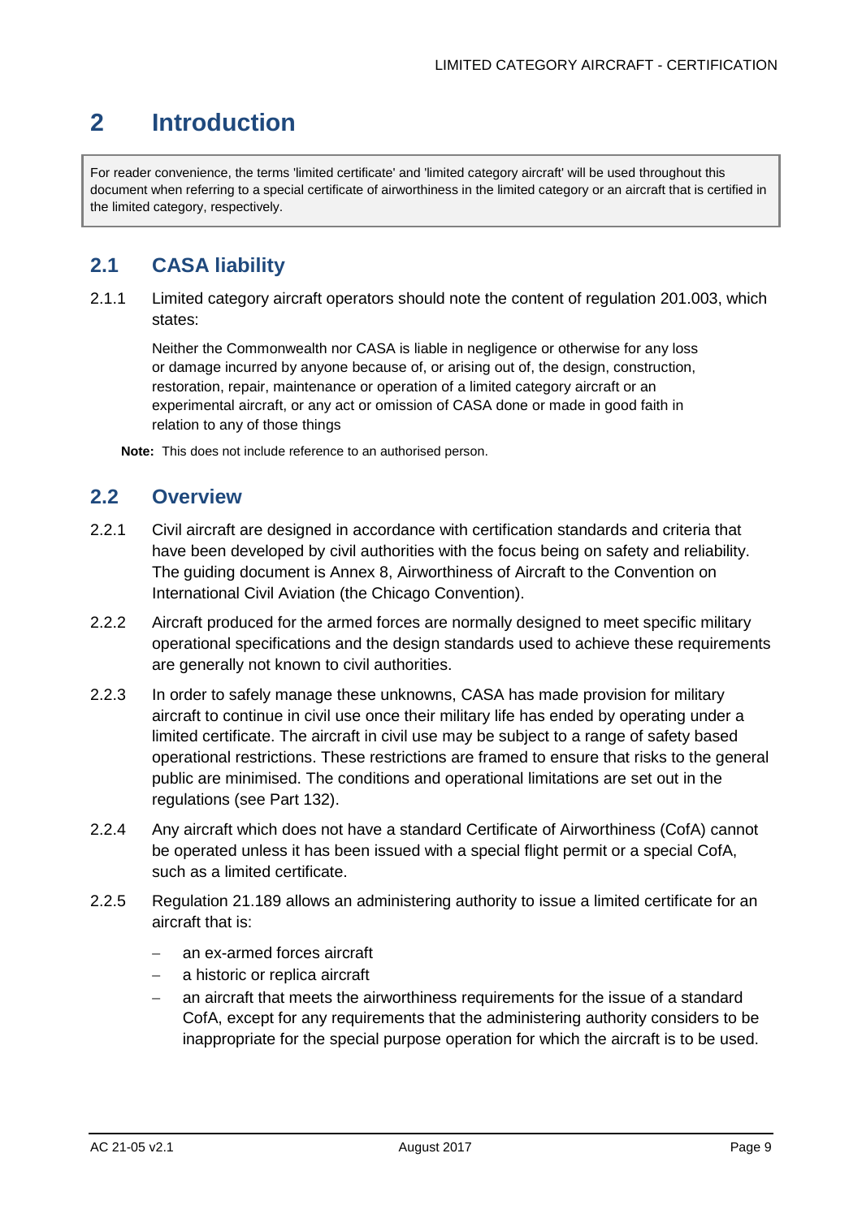# 2 Introduction

For reader convenience, the terms 'limited certificate' and 'limited category aircraft' will be used throughout this document when referring to a special certificate of airworthiness in the limited category or an aircraft that is certified in the limited category, respectively.

## 2.1 CASA liability

2.1.1 Limited category aircraft operators should note the content of regulation 201.003, which states:

> Neither the Commonwealth nor CASA is liable in negligence or otherwise for any loss or damage incurred by anyone because of, or arising out of, the design, construction, restoration, repair, maintenance or operation of a limited category aircraft or an experimental aircraft, or any act or omission of CASA done or made in good faith in relation to any of those things

**Note:** This does not include reference to an authorised person.

## 2.2 Overview

2.2.1 Civil aircraft are designed in accordance with certification standards and criteria that have been developed by civil authorities with the focus being on safety and reliability. The guiding document is Annex 8, Airworthiness of Aircraft to the Convention on International Civil Aviation (the Chicago Convention).

2.2.2 Aircraft produced for the armed forces are normally designed to meet specific military operational specifications and the design standards used to achieve these requirements are generally not known to civil authorities.

2.2.3 In order to safely manage these unknowns, CASA has made provision for military aircraft to continue in civil use once their military life has ended by operating under a limited certificate. The aircraft in civil use may be subject to a range of safety based operational restrictions. These restrictions are framed to ensure that risks to the general public are minimised. The conditions and operational limitations are set out in the regulations (see Part 132).

2.2.4 Any aircraft which does not have a standard Certificate of Airworthiness (CofA) cannot be operated unless it has been issued with a special flight permit or a special CofA, such as a limited certificate.

2.2.5 Regulation 21.189 allows an administering authority to issue a limited certificate for an aircraft that is:

- an ex-armed forces aircraft
- a historic or replica aircraft
- an aircraft that meets the airworthiness requirements for the issue of a standard CofA, except for any requirements that the administering authority considers to be inappropriate for the special purpose operation for which the aircraft is to be used.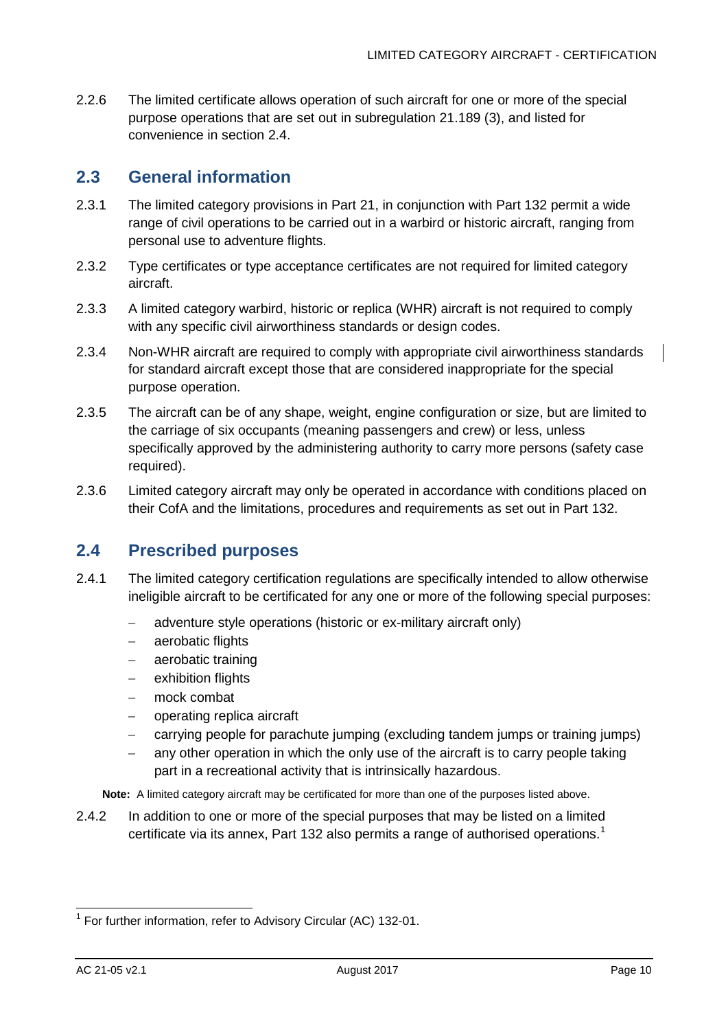2.2.6 The limited certificate allows operation of such aircraft for one or more of the special purpose operations that are set out in subregulation 21.189 (3), and listed for convenience in section 2.4.

## 2.3 General information

2.3.1 The limited category provisions in Part 21, in conjunction with Part 132 permit a wide range of civil operations to be carried out in a warbird or historic aircraft, ranging from personal use to adventure flights.

2.3.2 Type certificates or type acceptance certificates are not required for limited category aircraft.

2.3.3 A limited category warbird, historic or replica (WHR) aircraft is not required to comply with any specific civil airworthiness standards or design codes.

2.3.4 Non-WHR aircraft are required to comply with appropriate civil airworthiness standards for standard aircraft except those that are considered inappropriate for the special purpose operation.

2.3.5 The aircraft can be of any shape, weight, engine configuration or size, but are limited to the carriage of six occupants (meaning passengers and crew) or less, unless specifically approved by the administering authority to carry more persons (safety case required).

2.3.6 Limited category aircraft may only be operated in accordance with conditions placed on their CofA and the limitations, procedures and requirements as set out in Part 132.

## 2.4 Prescribed purposes

2.4.1 The limited category certification regulations are specifically intended to allow otherwise ineligible aircraft to be certificated for any one or more of the following special purposes:

- adventure style operations (historic or ex-military aircraft only)
- aerobatic flights
- aerobatic training
- exhibition flights
- mock combat
- operating replica aircraft
- carrying people for parachute jumping (excluding tandem jumps or training jumps)
- any other operation in which the only use of the aircraft is to carry people taking part in a recreational activity that is intrinsically hazardous.

**Note:** A limited category aircraft may be certificated for more than one of the purposes listed above.

2.4.2 In addition to one or more of the special purposes that may be listed on a limited certificate via its annex, Part 132 also permits a range of authorised operations.[1]

[1] For further information, refer to Advisory Circular (AC) 132-01.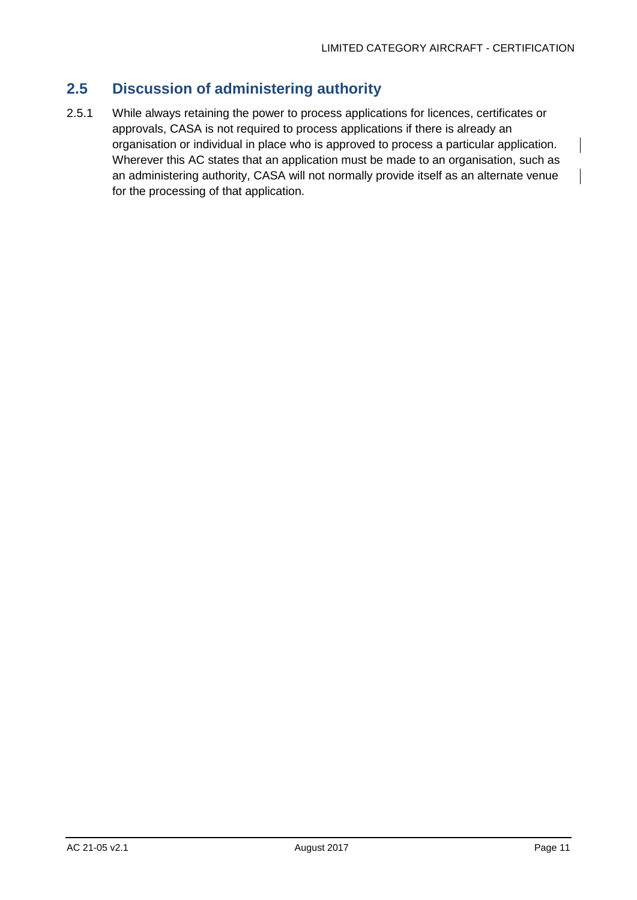## 2.5 Discussion of administering authority

2.5.1 While always retaining the power to process applications for licences, certificates or approvals, CASA is not required to process applications if there is already an organisation or individual in place who is approved to process a particular application. Wherever this AC states that an application must be made to an organisation, such as an administering authority, CASA will not normally provide itself as an alternate venue for the processing of that application.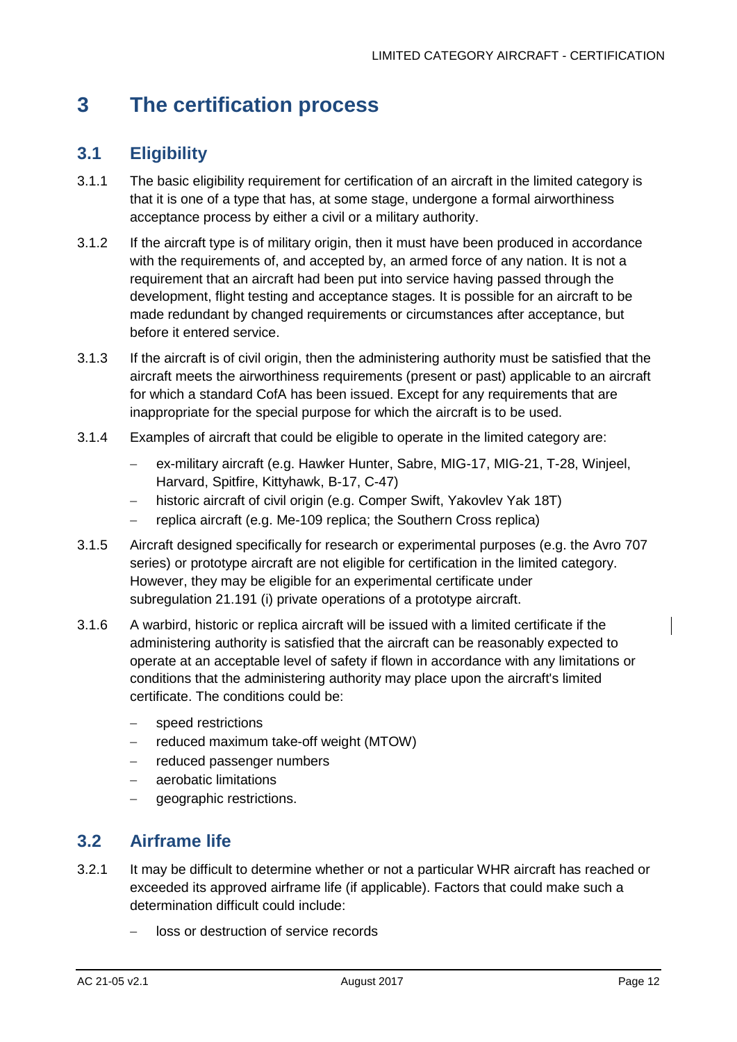# 3 The certification process

## 3.1 Eligibility

3.1.1 The basic eligibility requirement for certification of an aircraft in the limited category is that it is one of a type that has, at some stage, undergone a formal airworthiness acceptance process by either a civil or a military authority.

3.1.2 If the aircraft type is of military origin, then it must have been produced in accordance with the requirements of, and accepted by, an armed force of any nation. It is not a requirement that an aircraft had been put into service having passed through the development, flight testing and acceptance stages. It is possible for an aircraft to be made redundant by changed requirements or circumstances after acceptance, but before it entered service.

3.1.3 If the aircraft is of civil origin, then the administering authority must be satisfied that the aircraft meets the airworthiness requirements (present or past) applicable to an aircraft for which a standard CofA has been issued. Except for any requirements that are inappropriate for the special purpose for which the aircraft is to be used.

3.1.4 Examples of aircraft that could be eligible to operate in the limited category are:

- ex-military aircraft (e.g. Hawker Hunter, Sabre, MIG-17, MIG-21, T-28, Winjeel, Harvard, Spitfire, Kittyhawk, B-17, C-47)
- historic aircraft of civil origin (e.g. Comper Swift, Yakovlev Yak 18T)
- replica aircraft (e.g. Me-109 replica; the Southern Cross replica)

3.1.5 Aircraft designed specifically for research or experimental purposes (e.g. the Avro 707 series) or prototype aircraft are not eligible for certification in the limited category. However, they may be eligible for an experimental certificate under subregulation 21.191 (i) private operations of a prototype aircraft.

3.1.6 A warbird, historic or replica aircraft will be issued with a limited certificate if the administering authority is satisfied that the aircraft can be reasonably expected to operate at an acceptable level of safety if flown in accordance with any limitations or conditions that the administering authority may place upon the aircraft's limited certificate. The conditions could be:

- speed restrictions
- reduced maximum take-off weight (MTOW)
- reduced passenger numbers
- aerobatic limitations
- geographic restrictions.

## 3.2 Airframe life

3.2.1 It may be difficult to determine whether or not a particular WHR aircraft has reached or exceeded its approved airframe life (if applicable). Factors that could make such a determination difficult could include:

- loss or destruction of service records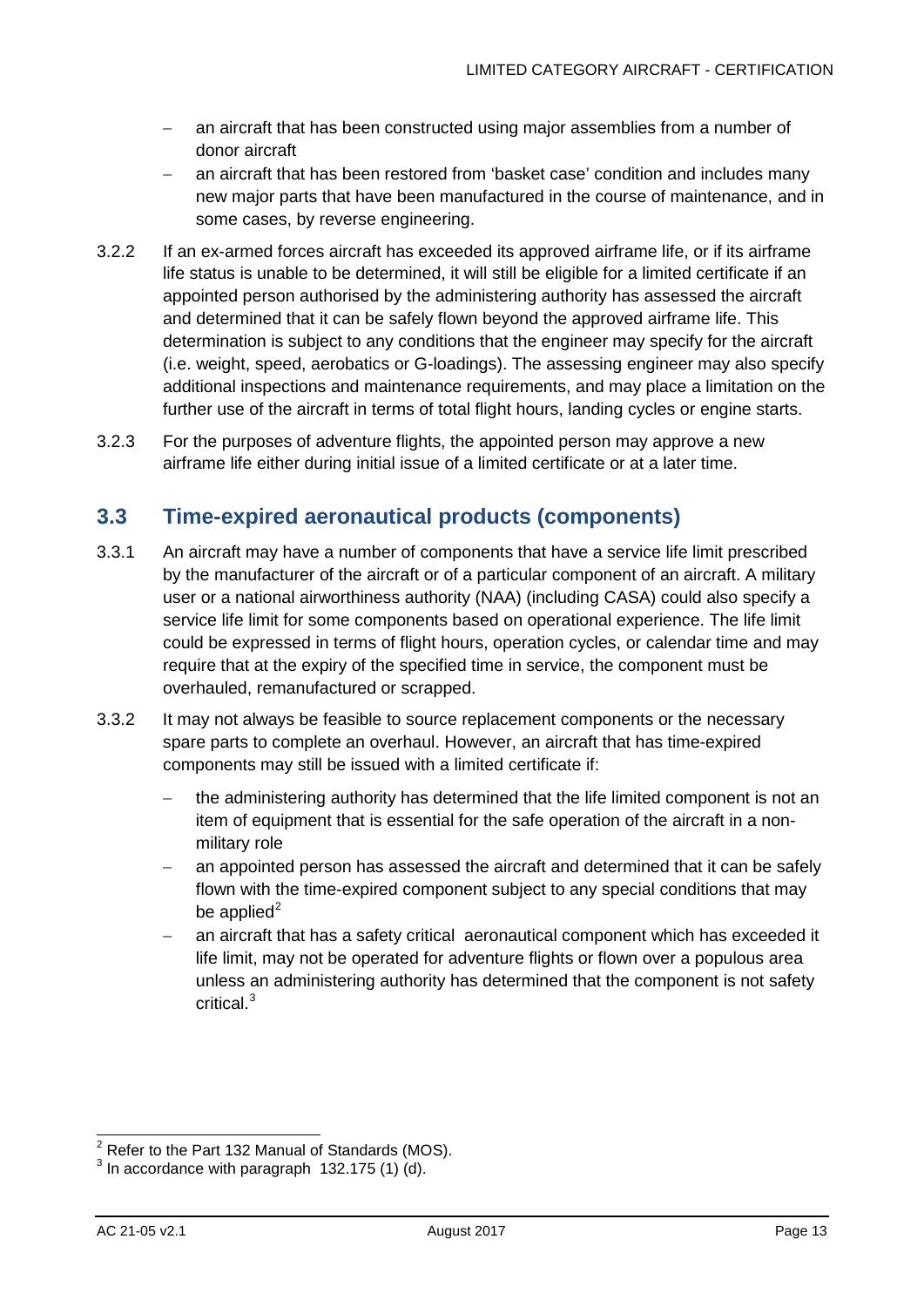- an aircraft that has been constructed using major assemblies from a number of donor aircraft
- an aircraft that has been restored from 'basket case' condition and includes many new major parts that have been manufactured in the course of maintenance, and in some cases, by reverse engineering.

3.2.2 If an ex-armed forces aircraft has exceeded its approved airframe life, or if its airframe life status is unable to be determined, it will still be eligible for a limited certificate if an appointed person authorised by the administering authority has assessed the aircraft and determined that it can be safely flown beyond the approved airframe life. This determination is subject to any conditions that the engineer may specify for the aircraft (i.e. weight, speed, aerobatics or G-loadings). The assessing engineer may also specify additional inspections and maintenance requirements, and may place a limitation on the further use of the aircraft in terms of total flight hours, landing cycles or engine starts.

3.2.3 For the purposes of adventure flights, the appointed person may approve a new airframe life either during initial issue of a limited certificate or at a later time.

## 3.3 Time-expired aeronautical products (components)

3.3.1 An aircraft may have a number of components that have a service life limit prescribed by the manufacturer of the aircraft or of a particular component of an aircraft. A military user or a national airworthiness authority (NAA) (including CASA) could also specify a service life limit for some components based on operational experience. The life limit could be expressed in terms of flight hours, operation cycles, or calendar time and may require that at the expiry of the specified time in service, the component must be overhauled, remanufactured or scrapped.

3.3.2 It may not always be feasible to source replacement components or the necessary spare parts to complete an overhaul. However, an aircraft that has time-expired components may still be issued with a limited certificate if:

- the administering authority has determined that the life limited component is not an item of equipment that is essential for the safe operation of the aircraft in a non-military role
- an appointed person has assessed the aircraft and determined that it can be safely flown with the time-expired component subject to any special conditions that may be applied[2]
- an aircraft that has a safety critical aeronautical component which has exceeded it life limit, may not be operated for adventure flights or flown over a populous area unless an administering authority has determined that the component is not safety critical.[3]

---

[2] Refer to the Part 132 Manual of Standards (MOS).

[3] In accordance with paragraph 132.175 (1) (d).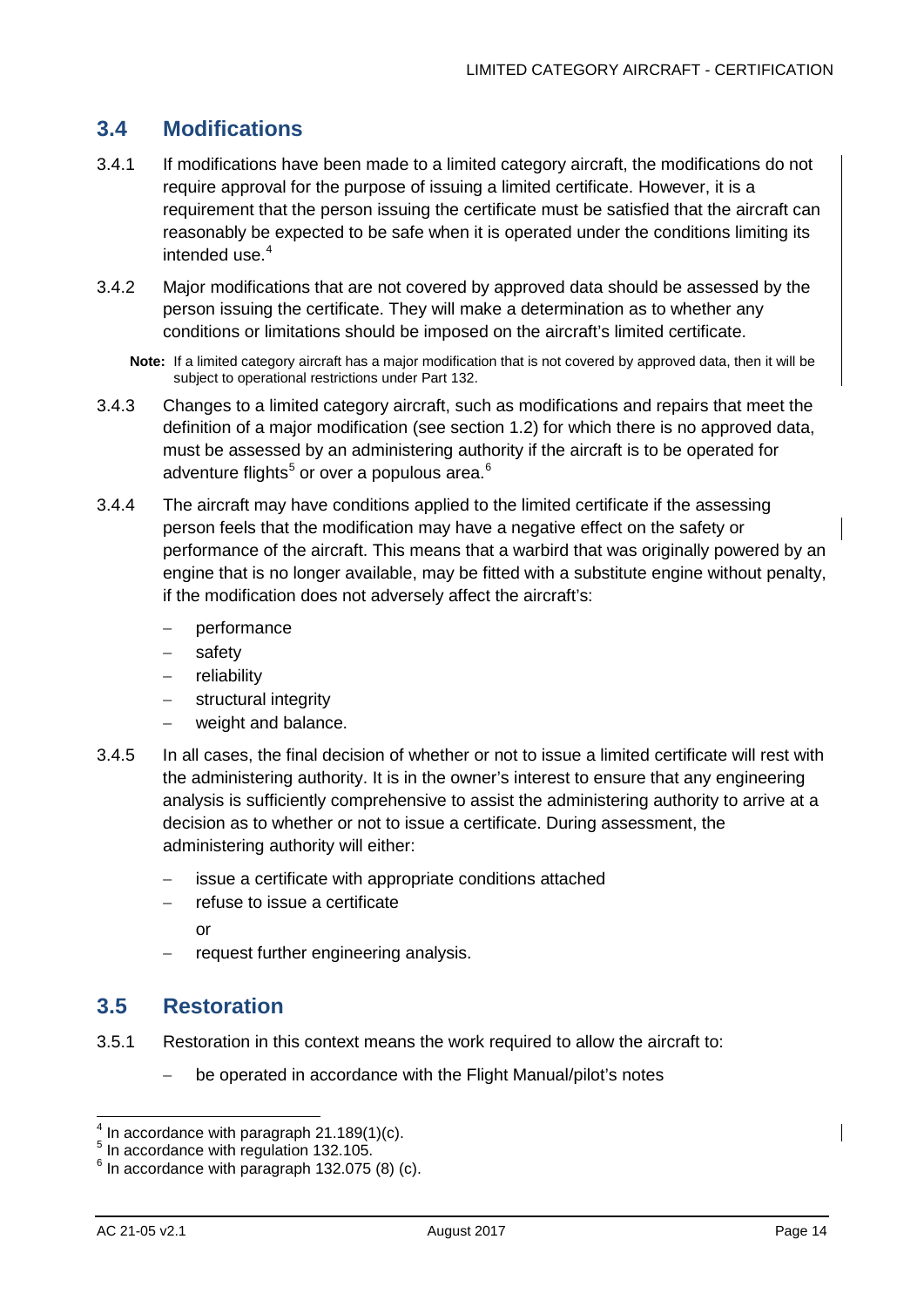## 3.4 Modifications

3.4.1 If modifications have been made to a limited category aircraft, the modifications do not require approval for the purpose of issuing a limited certificate. However, it is a requirement that the person issuing the certificate must be satisfied that the aircraft can reasonably be expected to be safe when it is operated under the conditions limiting its intended use.[4]

3.4.2 Major modifications that are not covered by approved data should be assessed by the person issuing the certificate. They will make a determination as to whether any conditions or limitations should be imposed on the aircraft's limited certificate.

**Note:** If a limited category aircraft has a major modification that is not covered by approved data, then it will be subject to operational restrictions under Part 132.

3.4.3 Changes to a limited category aircraft, such as modifications and repairs that meet the definition of a major modification (see section 1.2) for which there is no approved data, must be assessed by an administering authority if the aircraft is to be operated for adventure flights[5] or over a populous area.[6]

3.4.4 The aircraft may have conditions applied to the limited certificate if the assessing person feels that the modification may have a negative effect on the safety or performance of the aircraft. This means that a warbird that was originally powered by an engine that is no longer available, may be fitted with a substitute engine without penalty, if the modification does not adversely affect the aircraft's:

- performance
- safety
- reliability
- structural integrity
- weight and balance.

3.4.5 In all cases, the final decision of whether or not to issue a limited certificate will rest with the administering authority. It is in the owner's interest to ensure that any engineering analysis is sufficiently comprehensive to assist the administering authority to arrive at a decision as to whether or not to issue a certificate. During assessment, the administering authority will either:

- issue a certificate with appropriate conditions attached
- refuse to issue a certificate

  or
- request further engineering analysis.

## 3.5 Restoration

3.5.1 Restoration in this context means the work required to allow the aircraft to:

- be operated in accordance with the Flight Manual/pilot's notes

---

[4] In accordance with paragraph 21.189(1)(c).
[5] In accordance with regulation 132.105.
[6] In accordance with paragraph 132.075 (8) (c).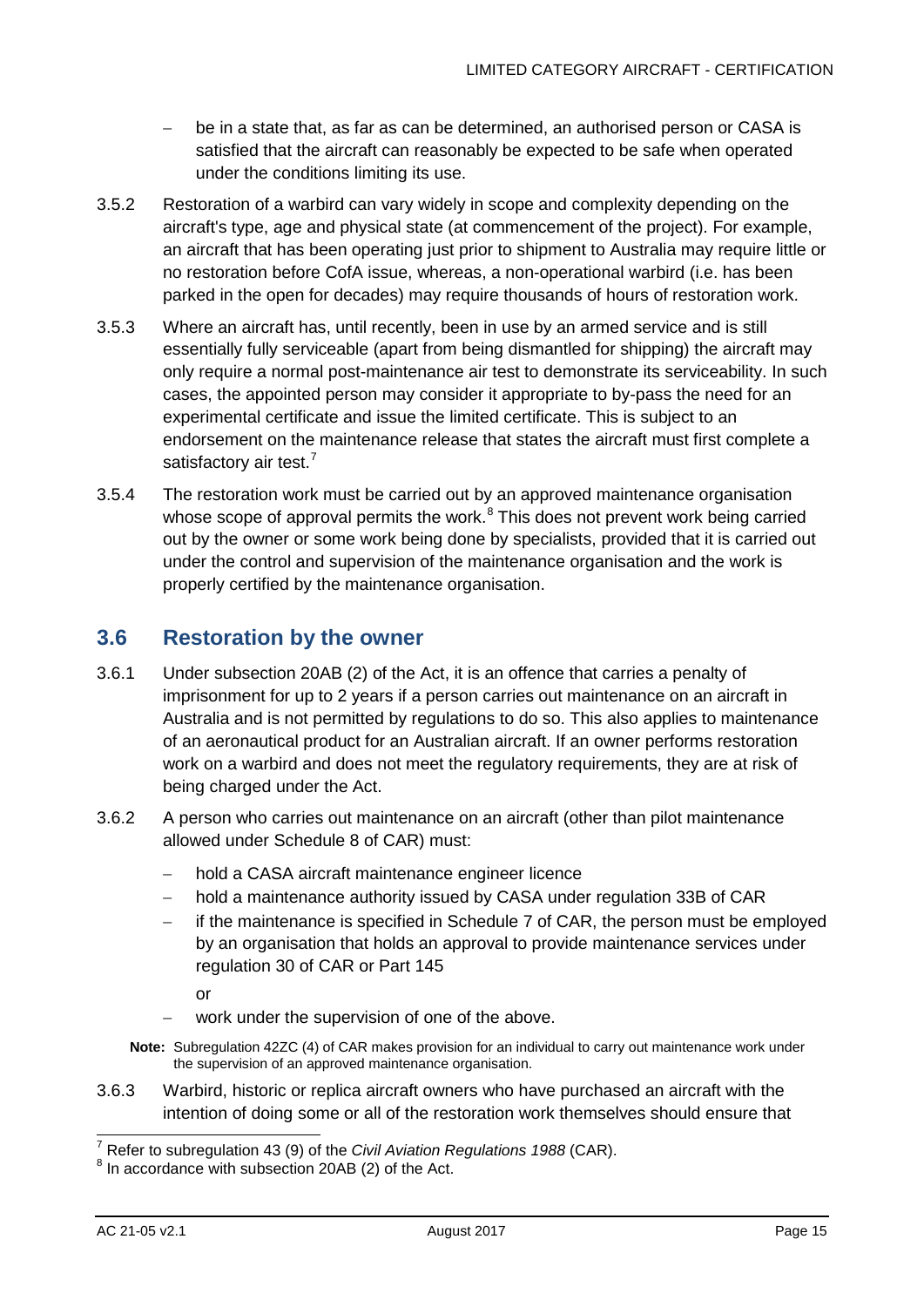- be in a state that, as far as can be determined, an authorised person or CASA is satisfied that the aircraft can reasonably be expected to be safe when operated under the conditions limiting its use.

3.5.2 Restoration of a warbird can vary widely in scope and complexity depending on the aircraft's type, age and physical state (at commencement of the project). For example, an aircraft that has been operating just prior to shipment to Australia may require little or no restoration before CofA issue, whereas, a non-operational warbird (i.e. has been parked in the open for decades) may require thousands of hours of restoration work.

3.5.3 Where an aircraft has, until recently, been in use by an armed service and is still essentially fully serviceable (apart from being dismantled for shipping) the aircraft may only require a normal post-maintenance air test to demonstrate its serviceability. In such cases, the appointed person may consider it appropriate to by-pass the need for an experimental certificate and issue the limited certificate. This is subject to an endorsement on the maintenance release that states the aircraft must first complete a satisfactory air test.[7]

3.5.4 The restoration work must be carried out by an approved maintenance organisation whose scope of approval permits the work.[8] This does not prevent work being carried out by the owner or some work being done by specialists, provided that it is carried out under the control and supervision of the maintenance organisation and the work is properly certified by the maintenance organisation.

## 3.6 Restoration by the owner

3.6.1 Under subsection 20AB (2) of the Act, it is an offence that carries a penalty of imprisonment for up to 2 years if a person carries out maintenance on an aircraft in Australia and is not permitted by regulations to do so. This also applies to maintenance of an aeronautical product for an Australian aircraft. If an owner performs restoration work on a warbird and does not meet the regulatory requirements, they are at risk of being charged under the Act.

3.6.2 A person who carries out maintenance on an aircraft (other than pilot maintenance allowed under Schedule 8 of CAR) must:

- hold a CASA aircraft maintenance engineer licence
- hold a maintenance authority issued by CASA under regulation 33B of CAR
- if the maintenance is specified in Schedule 7 of CAR, the person must be employed by an organisation that holds an approval to provide maintenance services under regulation 30 of CAR or Part 145

  or

- work under the supervision of one of the above.

**Note:** Subregulation 42ZC (4) of CAR makes provision for an individual to carry out maintenance work under the supervision of an approved maintenance organisation.

3.6.3 Warbird, historic or replica aircraft owners who have purchased an aircraft with the intention of doing some or all of the restoration work themselves should ensure that

[7] Refer to subregulation 43 (9) of the *Civil Aviation Regulations 1988* (CAR).

[8] In accordance with subsection 20AB (2) of the Act.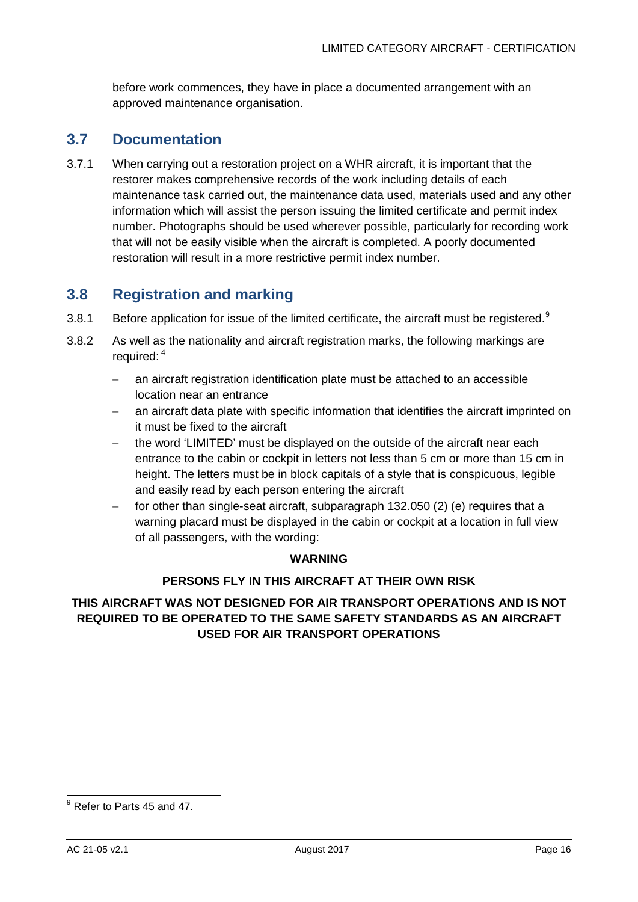before work commences, they have in place a documented arrangement with an approved maintenance organisation.

## 3.7 Documentation

3.7.1 When carrying out a restoration project on a WHR aircraft, it is important that the restorer makes comprehensive records of the work including details of each maintenance task carried out, the maintenance data used, materials used and any other information which will assist the person issuing the limited certificate and permit index number. Photographs should be used wherever possible, particularly for recording work that will not be easily visible when the aircraft is completed. A poorly documented restoration will result in a more restrictive permit index number.

## 3.8 Registration and marking

3.8.1 Before application for issue of the limited certificate, the aircraft must be registered.[9]

3.8.2 As well as the nationality and aircraft registration marks, the following markings are required: [4]

- an aircraft registration identification plate must be attached to an accessible location near an entrance
- an aircraft data plate with specific information that identifies the aircraft imprinted on it must be fixed to the aircraft
- the word 'LIMITED' must be displayed on the outside of the aircraft near each entrance to the cabin or cockpit in letters not less than 5 cm or more than 15 cm in height. The letters must be in block capitals of a style that is conspicuous, legible and easily read by each person entering the aircraft
- for other than single-seat aircraft, subparagraph 132.050 (2) (e) requires that a warning placard must be displayed in the cabin or cockpit at a location in full view of all passengers, with the wording:

**WARNING**

**PERSONS FLY IN THIS AIRCRAFT AT THEIR OWN RISK**

**THIS AIRCRAFT WAS NOT DESIGNED FOR AIR TRANSPORT OPERATIONS AND IS NOT REQUIRED TO BE OPERATED TO THE SAME SAFETY STANDARDS AS AN AIRCRAFT USED FOR AIR TRANSPORT OPERATIONS**

---

[9] Refer to Parts 45 and 47.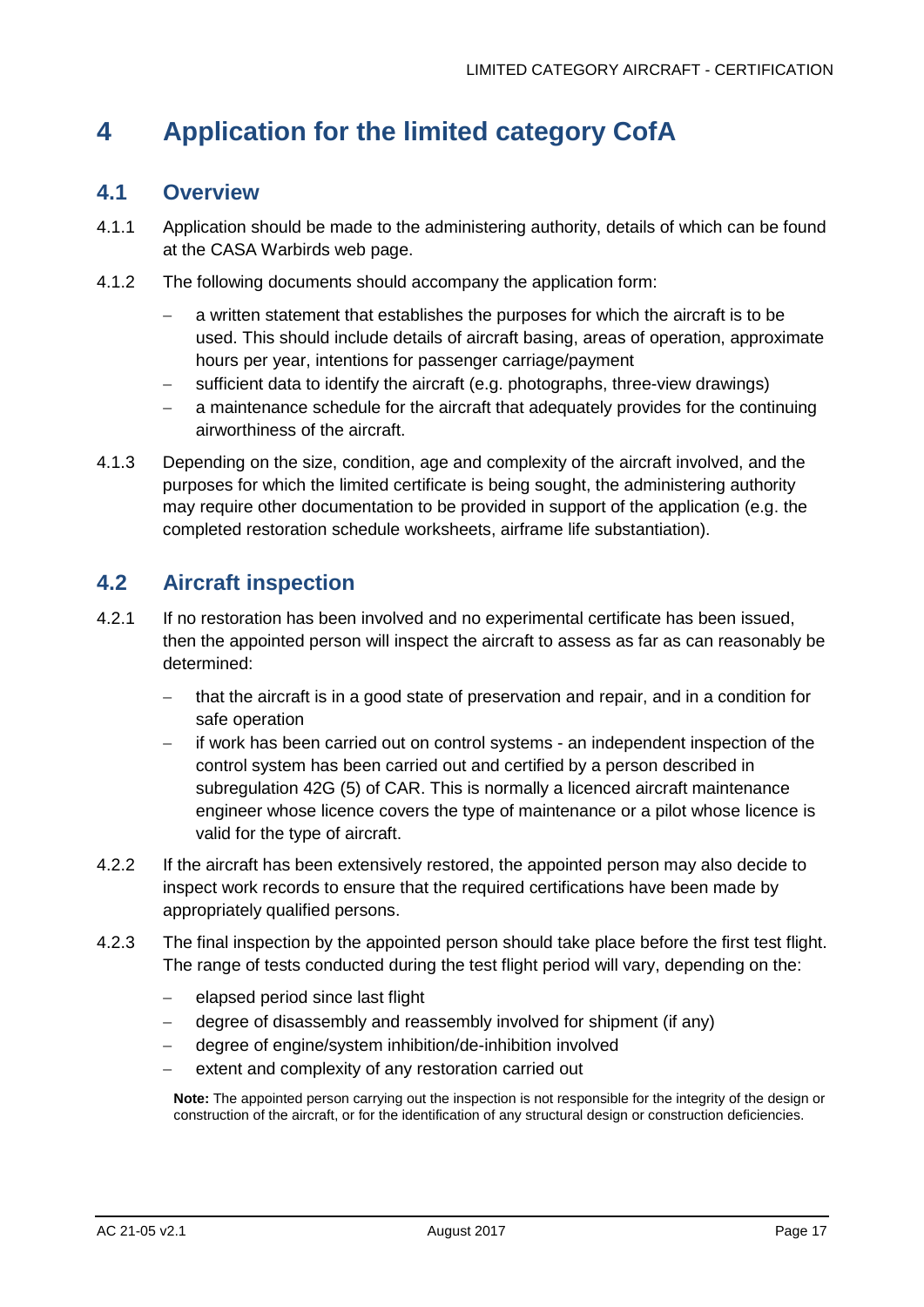# 4 Application for the limited category CofA

## 4.1 Overview

4.1.1 Application should be made to the administering authority, details of which can be found at the CASA Warbirds web page.

4.1.2 The following documents should accompany the application form:

- a written statement that establishes the purposes for which the aircraft is to be used. This should include details of aircraft basing, areas of operation, approximate hours per year, intentions for passenger carriage/payment
- sufficient data to identify the aircraft (e.g. photographs, three-view drawings)
- a maintenance schedule for the aircraft that adequately provides for the continuing airworthiness of the aircraft.

4.1.3 Depending on the size, condition, age and complexity of the aircraft involved, and the purposes for which the limited certificate is being sought, the administering authority may require other documentation to be provided in support of the application (e.g. the completed restoration schedule worksheets, airframe life substantiation).

## 4.2 Aircraft inspection

4.2.1 If no restoration has been involved and no experimental certificate has been issued, then the appointed person will inspect the aircraft to assess as far as can reasonably be determined:

- that the aircraft is in a good state of preservation and repair, and in a condition for safe operation
- if work has been carried out on control systems - an independent inspection of the control system has been carried out and certified by a person described in subregulation 42G (5) of CAR. This is normally a licenced aircraft maintenance engineer whose licence covers the type of maintenance or a pilot whose licence is valid for the type of aircraft.

4.2.2 If the aircraft has been extensively restored, the appointed person may also decide to inspect work records to ensure that the required certifications have been made by appropriately qualified persons.

4.2.3 The final inspection by the appointed person should take place before the first test flight. The range of tests conducted during the test flight period will vary, depending on the:

- elapsed period since last flight
- degree of disassembly and reassembly involved for shipment (if any)
- degree of engine/system inhibition/de-inhibition involved
- extent and complexity of any restoration carried out

**Note:** The appointed person carrying out the inspection is not responsible for the integrity of the design or construction of the aircraft, or for the identification of any structural design or construction deficiencies.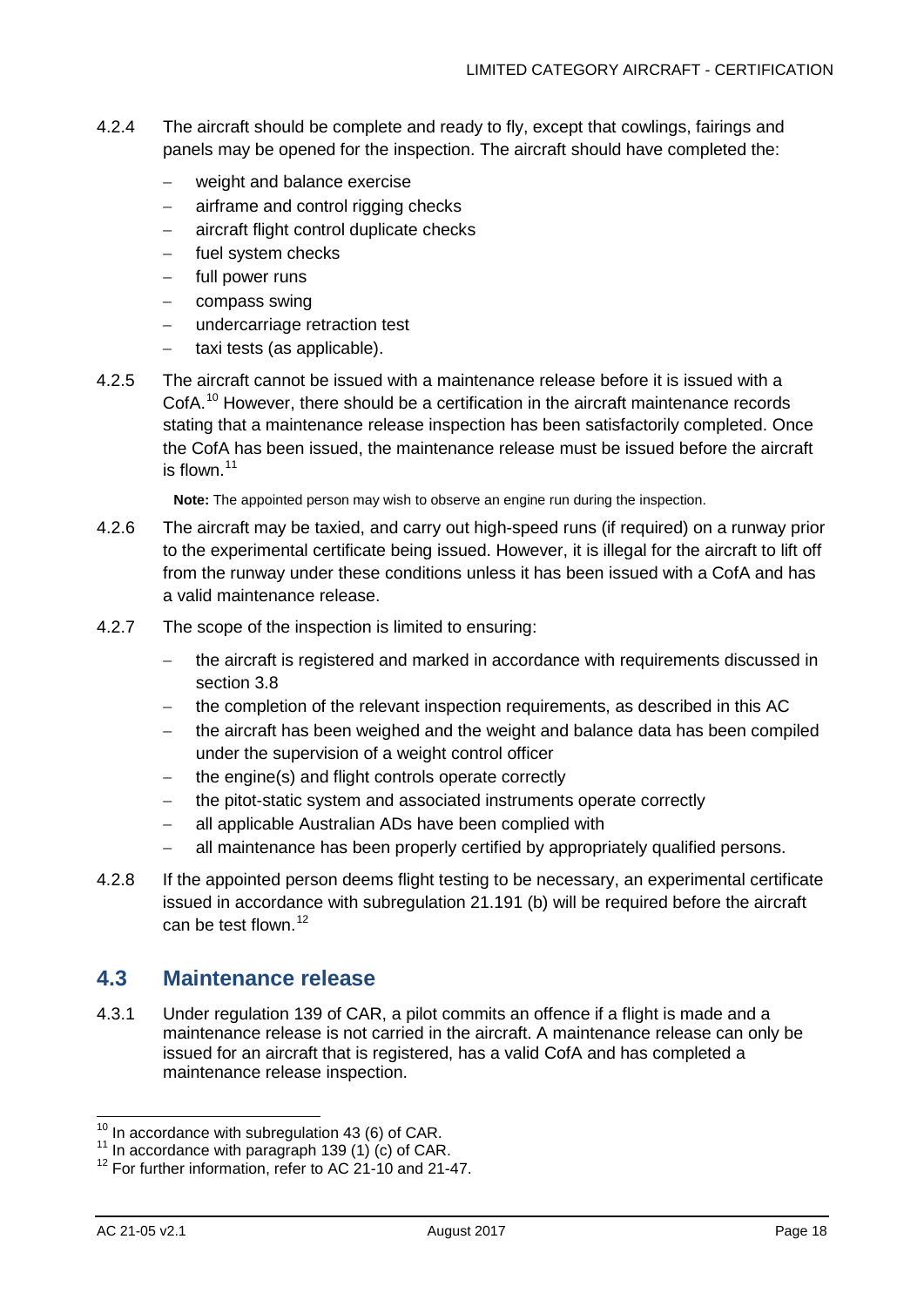4.2.4 The aircraft should be complete and ready to fly, except that cowlings, fairings and panels may be opened for the inspection. The aircraft should have completed the:

- weight and balance exercise
- airframe and control rigging checks
- aircraft flight control duplicate checks
- fuel system checks
- full power runs
- compass swing
- undercarriage retraction test
- taxi tests (as applicable).

4.2.5 The aircraft cannot be issued with a maintenance release before it is issued with a CofA.[10] However, there should be a certification in the aircraft maintenance records stating that a maintenance release inspection has been satisfactorily completed. Once the CofA has been issued, the maintenance release must be issued before the aircraft is flown.[11]

**Note:** The appointed person may wish to observe an engine run during the inspection.

4.2.6 The aircraft may be taxied, and carry out high-speed runs (if required) on a runway prior to the experimental certificate being issued. However, it is illegal for the aircraft to lift off from the runway under these conditions unless it has been issued with a CofA and has a valid maintenance release.

4.2.7 The scope of the inspection is limited to ensuring:

- the aircraft is registered and marked in accordance with requirements discussed in section 3.8
- the completion of the relevant inspection requirements, as described in this AC
- the aircraft has been weighed and the weight and balance data has been compiled under the supervision of a weight control officer
- the engine(s) and flight controls operate correctly
- the pitot-static system and associated instruments operate correctly
- all applicable Australian ADs have been complied with
- all maintenance has been properly certified by appropriately qualified persons.

4.2.8 If the appointed person deems flight testing to be necessary, an experimental certificate issued in accordance with subregulation 21.191 (b) will be required before the aircraft can be test flown.[12]

## 4.3 Maintenance release

4.3.1 Under regulation 139 of CAR, a pilot commits an offence if a flight is made and a maintenance release is not carried in the aircraft. A maintenance release can only be issued for an aircraft that is registered, has a valid CofA and has completed a maintenance release inspection.

---

[10] In accordance with subregulation 43 (6) of CAR.

[11] In accordance with paragraph 139 (1) (c) of CAR.

[12] For further information, refer to AC 21-10 and 21-47.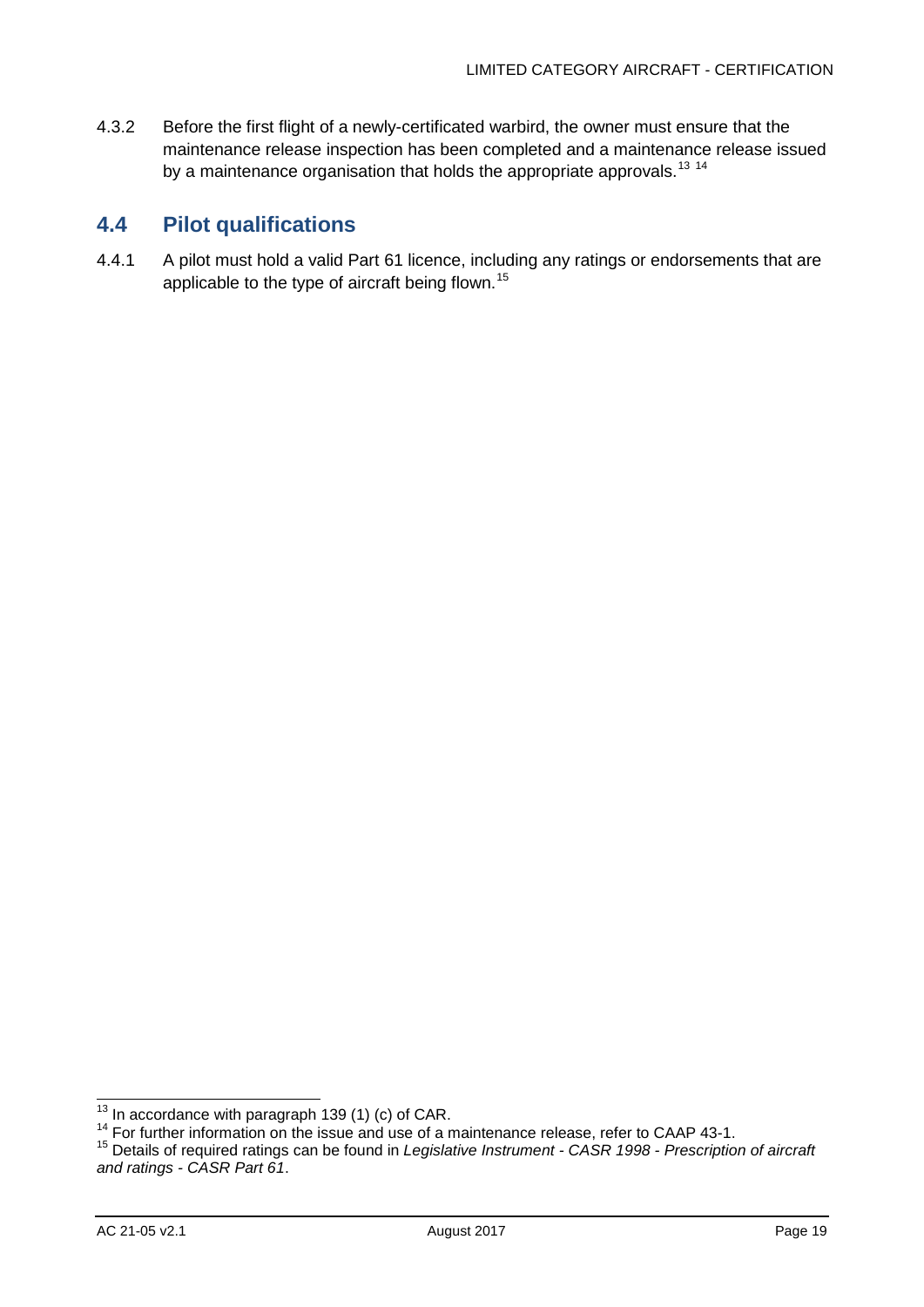4.3.2 Before the first flight of a newly-certificated warbird, the owner must ensure that the maintenance release inspection has been completed and a maintenance release issued by a maintenance organisation that holds the appropriate approvals.[13] [14]

## 4.4 Pilot qualifications

4.4.1 A pilot must hold a valid Part 61 licence, including any ratings or endorsements that are applicable to the type of aircraft being flown.[15]

---

[13] In accordance with paragraph 139 (1) (c) of CAR.

[14] For further information on the issue and use of a maintenance release, refer to CAAP 43-1.

[15] Details of required ratings can be found in *Legislative Instrument - CASR 1998 - Prescription of aircraft and ratings - CASR Part 61*.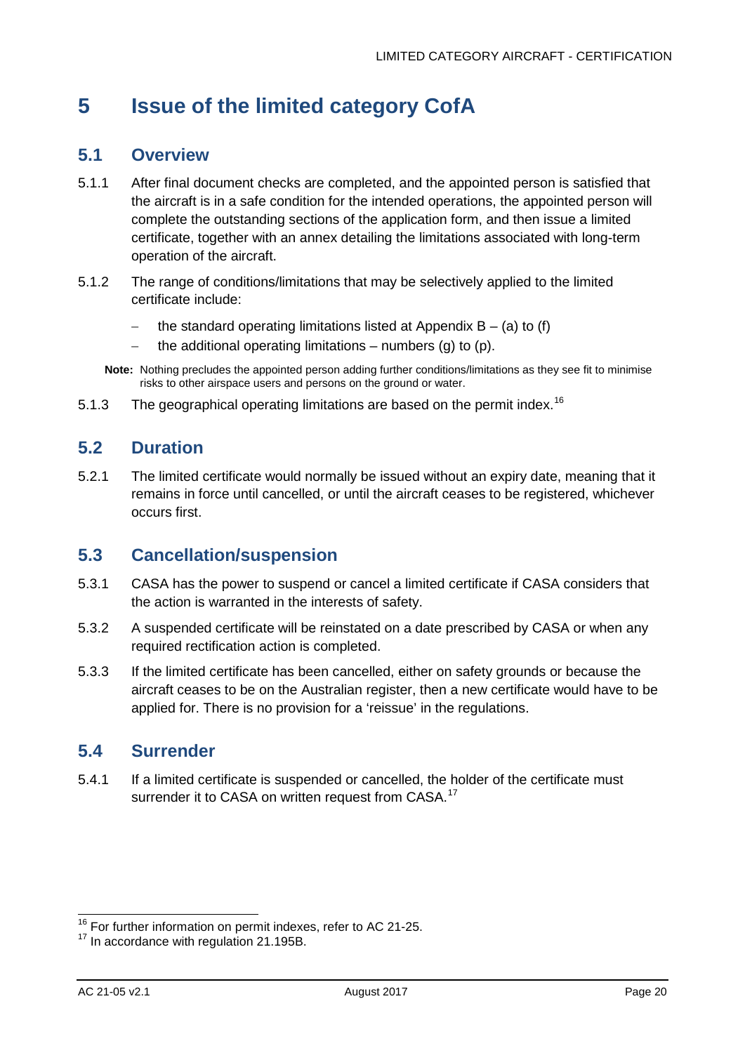# 5 Issue of the limited category CofA

## 5.1 Overview

5.1.1 After final document checks are completed, and the appointed person is satisfied that the aircraft is in a safe condition for the intended operations, the appointed person will complete the outstanding sections of the application form, and then issue a limited certificate, together with an annex detailing the limitations associated with long-term operation of the aircraft.

5.1.2 The range of conditions/limitations that may be selectively applied to the limited certificate include:

- the standard operating limitations listed at Appendix B – (a) to (f)
- the additional operating limitations – numbers (g) to (p).

**Note:** Nothing precludes the appointed person adding further conditions/limitations as they see fit to minimise risks to other airspace users and persons on the ground or water.

5.1.3 The geographical operating limitations are based on the permit index.[16]

## 5.2 Duration

5.2.1 The limited certificate would normally be issued without an expiry date, meaning that it remains in force until cancelled, or until the aircraft ceases to be registered, whichever occurs first.

## 5.3 Cancellation/suspension

5.3.1 CASA has the power to suspend or cancel a limited certificate if CASA considers that the action is warranted in the interests of safety.

5.3.2 A suspended certificate will be reinstated on a date prescribed by CASA or when any required rectification action is completed.

5.3.3 If the limited certificate has been cancelled, either on safety grounds or because the aircraft ceases to be on the Australian register, then a new certificate would have to be applied for. There is no provision for a 'reissue' in the regulations.

## 5.4 Surrender

5.4.1 If a limited certificate is suspended or cancelled, the holder of the certificate must surrender it to CASA on written request from CASA.[17]

---

[16] For further information on permit indexes, refer to AC 21-25.

[17] In accordance with regulation 21.195B.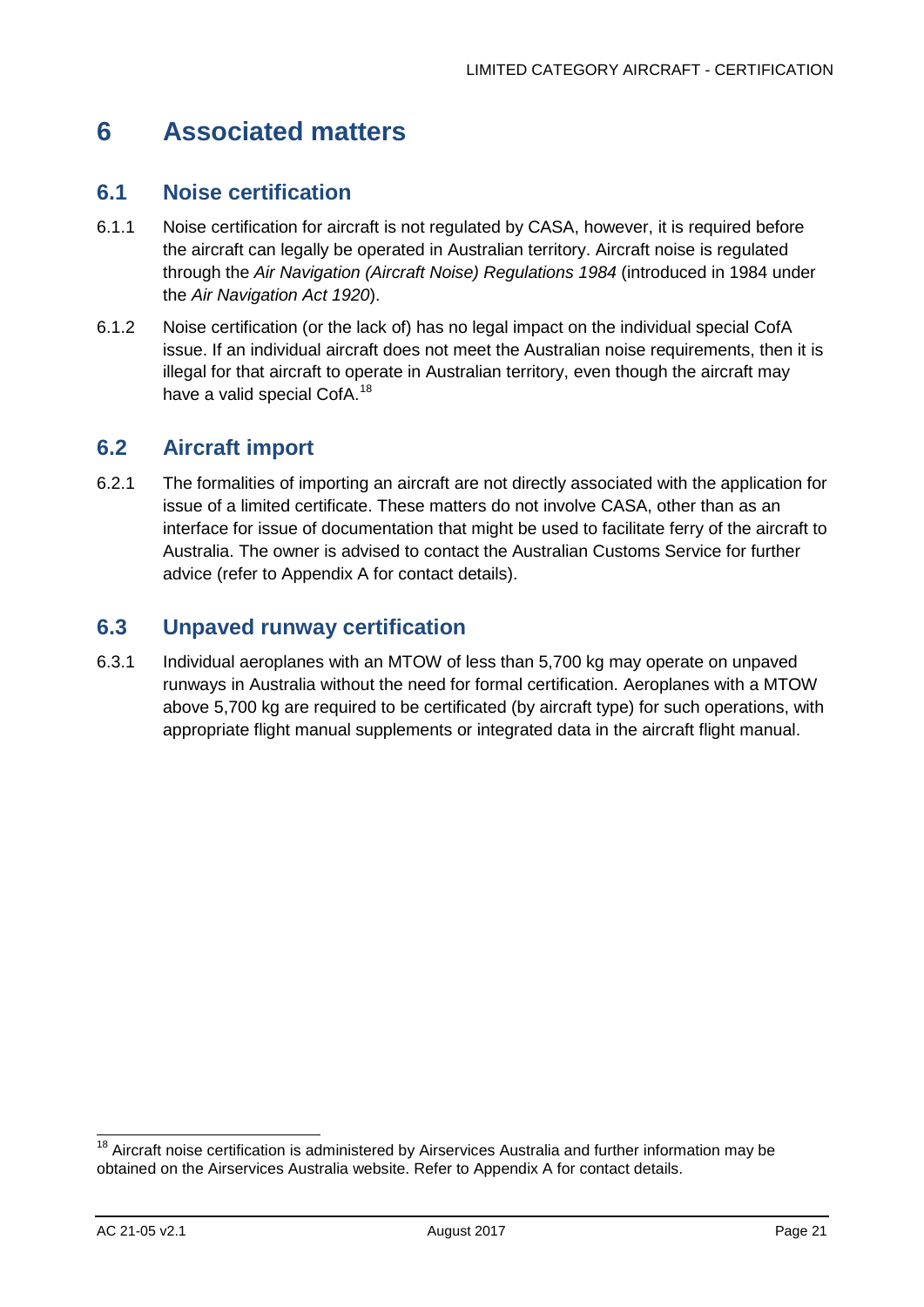# 6 Associated matters

## 6.1 Noise certification

6.1.1 Noise certification for aircraft is not regulated by CASA, however, it is required before the aircraft can legally be operated in Australian territory. Aircraft noise is regulated through the *Air Navigation (Aircraft Noise) Regulations 1984* (introduced in 1984 under the *Air Navigation Act 1920*).

6.1.2 Noise certification (or the lack of) has no legal impact on the individual special CofA issue. If an individual aircraft does not meet the Australian noise requirements, then it is illegal for that aircraft to operate in Australian territory, even though the aircraft may have a valid special CofA.[18]

## 6.2 Aircraft import

6.2.1 The formalities of importing an aircraft are not directly associated with the application for issue of a limited certificate. These matters do not involve CASA, other than as an interface for issue of documentation that might be used to facilitate ferry of the aircraft to Australia. The owner is advised to contact the Australian Customs Service for further advice (refer to Appendix A for contact details).

## 6.3 Unpaved runway certification

6.3.1 Individual aeroplanes with an MTOW of less than 5,700 kg may operate on unpaved runways in Australia without the need for formal certification. Aeroplanes with a MTOW above 5,700 kg are required to be certificated (by aircraft type) for such operations, with appropriate flight manual supplements or integrated data in the aircraft flight manual.

---

[18] Aircraft noise certification is administered by Airservices Australia and further information may be obtained on the Airservices Australia website. Refer to Appendix A for contact details.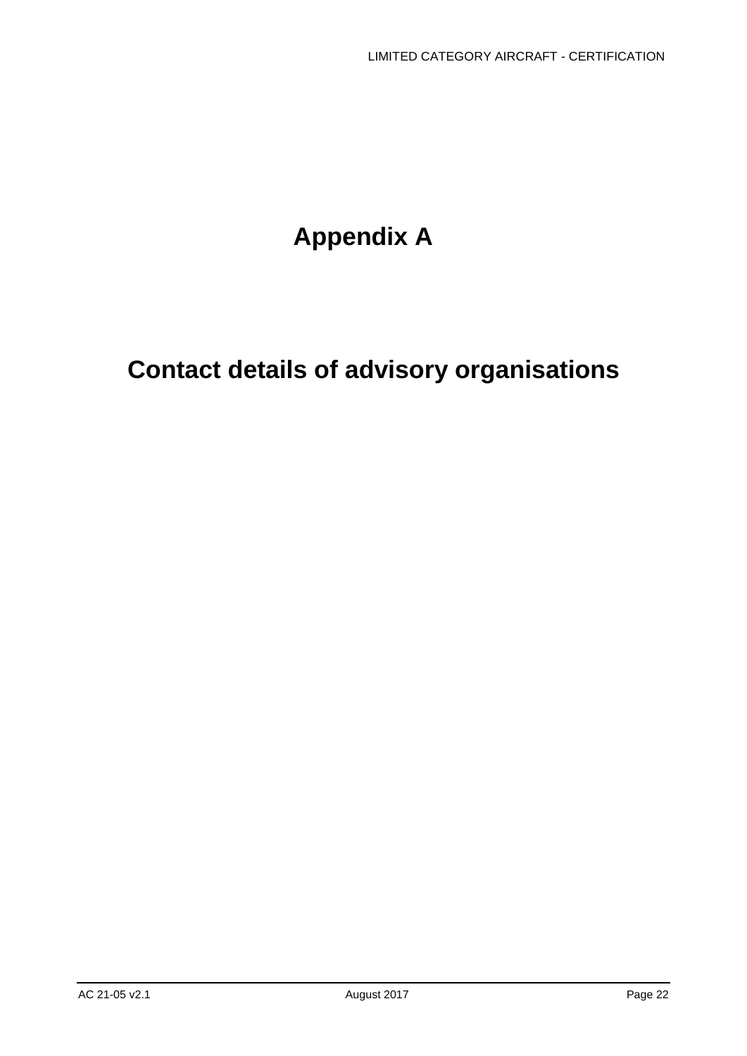# Appendix A

# Contact details of advisory organisations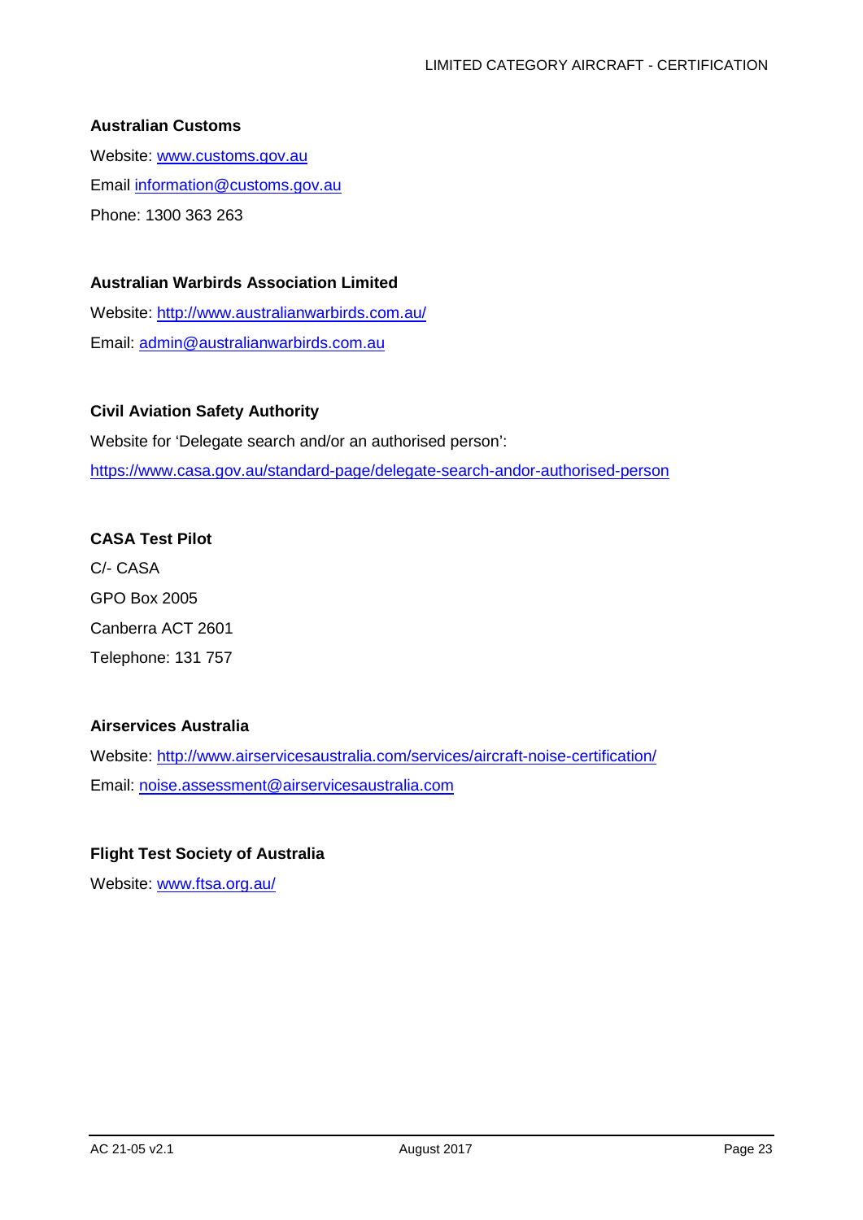**Australian Customs**

Website: www.customs.gov.au

Email information@customs.gov.au

Phone: 1300 363 263

**Australian Warbirds Association Limited**

Website: http://www.australianwarbirds.com.au/

Email: admin@australianwarbirds.com.au

**Civil Aviation Safety Authority**

Website for 'Delegate search and/or an authorised person':

https://www.casa.gov.au/standard-page/delegate-search-andor-authorised-person

**CASA Test Pilot**

C/- CASA

GPO Box 2005

Canberra ACT 2601

Telephone: 131 757

**Airservices Australia**

Website: http://www.airservicesaustralia.com/services/aircraft-noise-certification/

Email: noise.assessment@airservicesaustralia.com

**Flight Test Society of Australia**

Website: www.ftsa.org.au/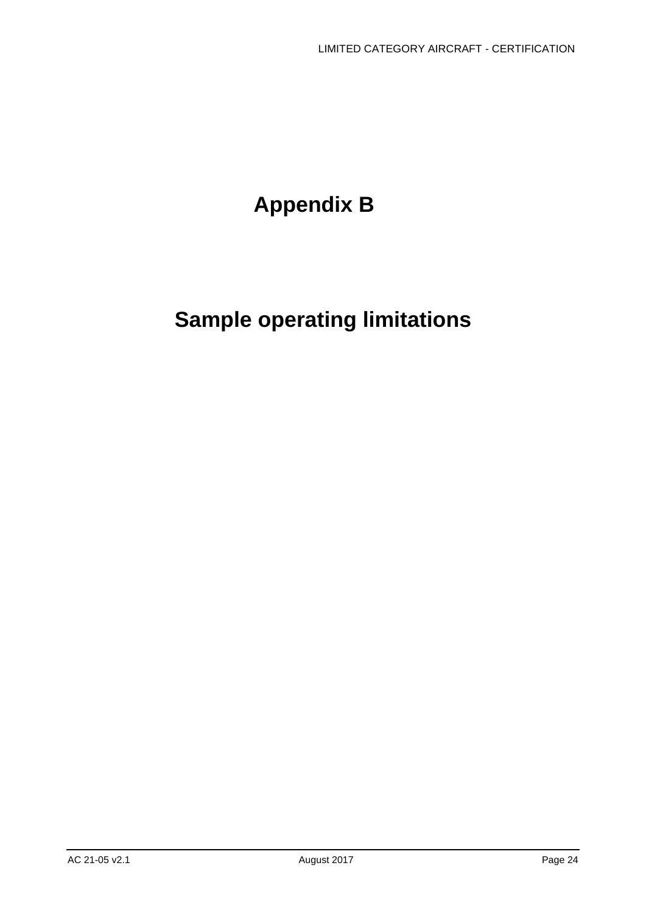# Appendix B

# Sample operating limitations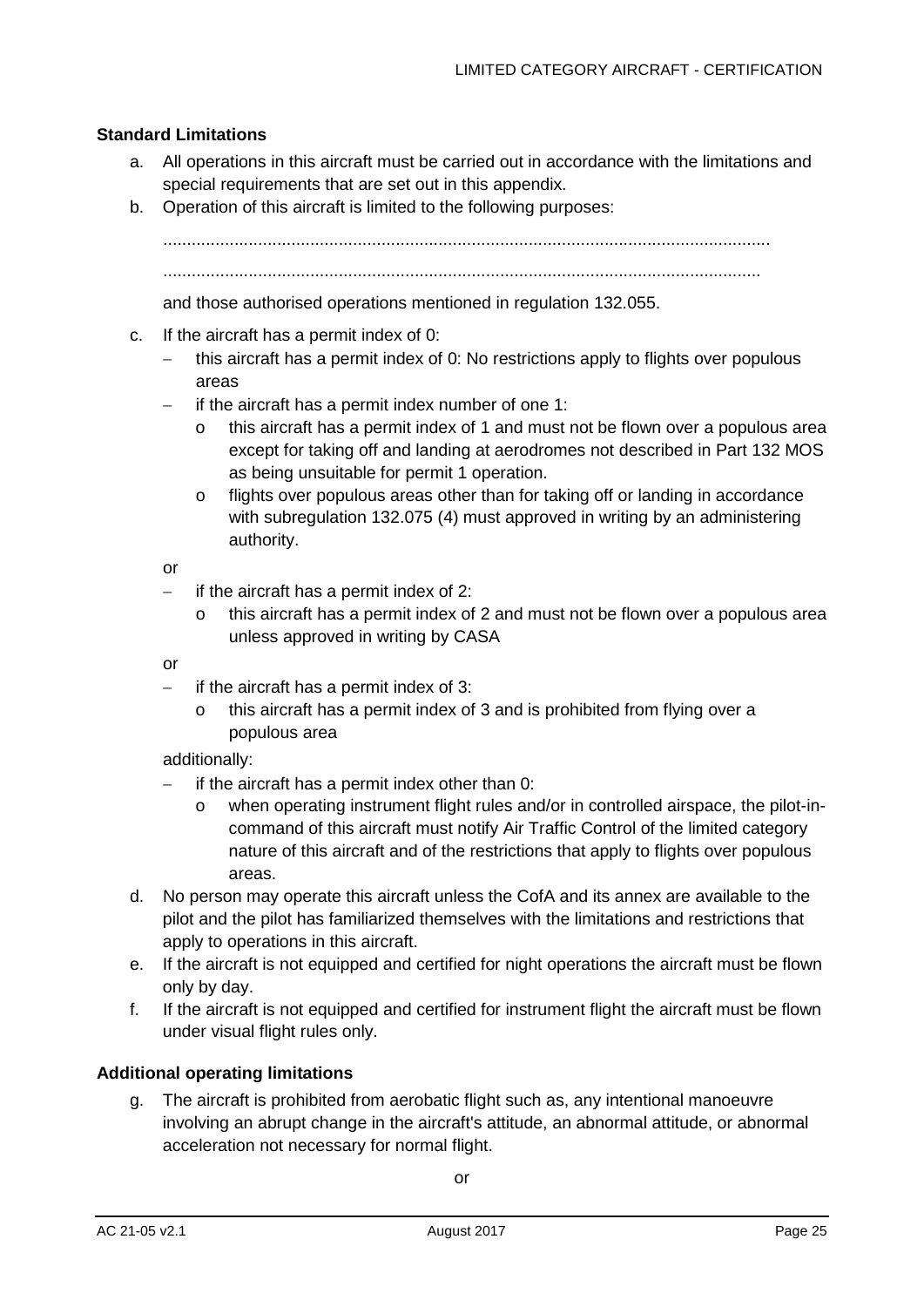**Standard Limitations**

a. All operations in this aircraft must be carried out in accordance with the limitations and special requirements that are set out in this appendix.

b. Operation of this aircraft is limited to the following purposes:

   ..................................................................................................................................

   ..................................................................................................................................

   and those authorised operations mentioned in regulation 132.055.

c. If the aircraft has a permit index of 0:

   - this aircraft has a permit index of 0: No restrictions apply to flights over populous areas
   - if the aircraft has a permit index number of one 1:
     - this aircraft has a permit index of 1 and must not be flown over a populous area except for taking off and landing at aerodromes not described in Part 132 MOS as being unsuitable for permit 1 operation.
     - flights over populous areas other than for taking off or landing in accordance with subregulation 132.075 (4) must approved in writing by an administering authority.

   or

   - if the aircraft has a permit index of 2:
     - this aircraft has a permit index of 2 and must not be flown over a populous area unless approved in writing by CASA

   or

   - if the aircraft has a permit index of 3:
     - this aircraft has a permit index of 3 and is prohibited from flying over a populous area

   additionally:

   - if the aircraft has a permit index other than 0:
     - when operating instrument flight rules and/or in controlled airspace, the pilot-in-command of this aircraft must notify Air Traffic Control of the limited category nature of this aircraft and of the restrictions that apply to flights over populous areas.

d. No person may operate this aircraft unless the CofA and its annex are available to the pilot and the pilot has familiarized themselves with the limitations and restrictions that apply to operations in this aircraft.

e. If the aircraft is not equipped and certified for night operations the aircraft must be flown only by day.

f. If the aircraft is not equipped and certified for instrument flight the aircraft must be flown under visual flight rules only.

**Additional operating limitations**

g. The aircraft is prohibited from aerobatic flight such as, any intentional manoeuvre involving an abrupt change in the aircraft's attitude, an abnormal attitude, or abnormal acceleration not necessary for normal flight.

or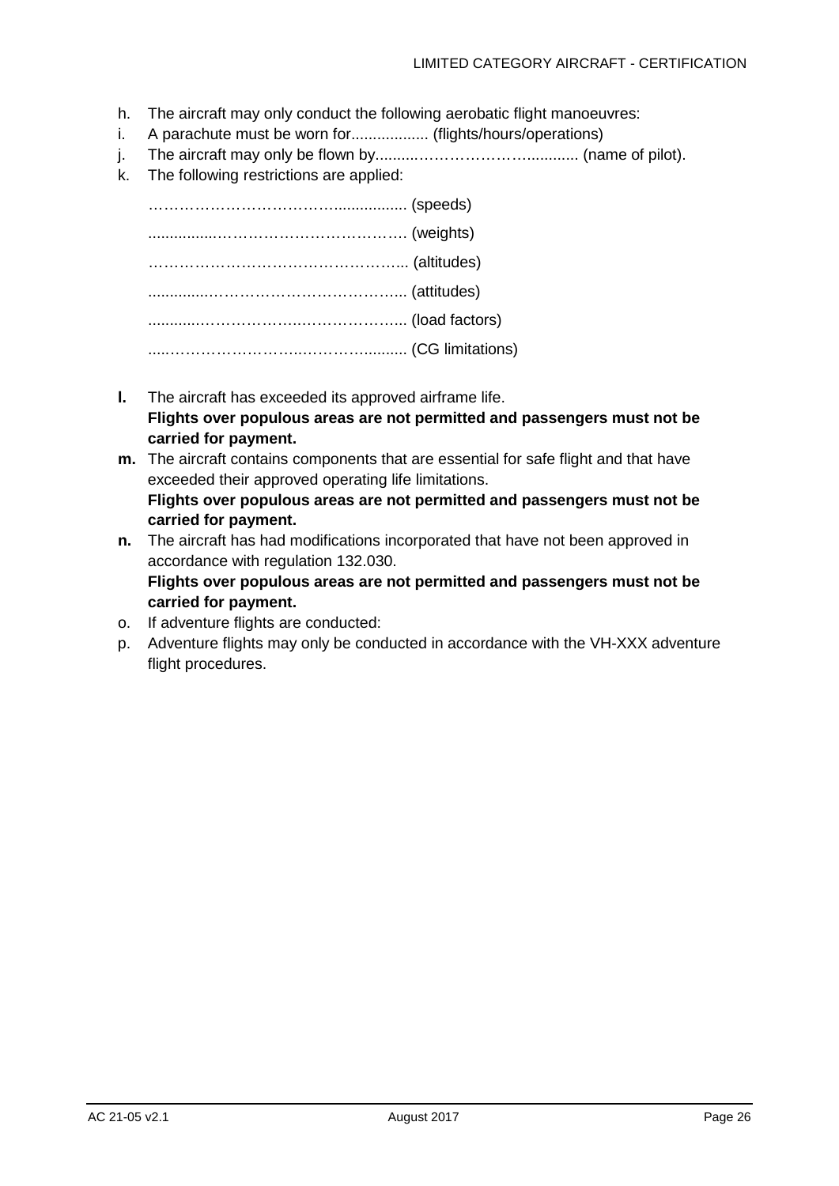h. The aircraft may only conduct the following aerobatic flight manoeuvres:
i. A parachute must be worn for.................. (flights/hours/operations)
j. The aircraft may only be flown by.........…………………….......... (name of pilot).
k. The following restrictions are applied:

   ………………………………................ (speeds)

   ...............…………………………………. (weights)

   ……………………………………………... (altitudes)

   ..............……………………………….... (attitudes)

   ...........……………….………………... (load factors)

   ....…………………….………….......... (CG limitations)

**l.** The aircraft has exceeded its approved airframe life.
**Flights over populous areas are not permitted and passengers must not be carried for payment.**

**m.** The aircraft contains components that are essential for safe flight and that have exceeded their approved operating life limitations.
**Flights over populous areas are not permitted and passengers must not be carried for payment.**

**n.** The aircraft has had modifications incorporated that have not been approved in accordance with regulation 132.030.
**Flights over populous areas are not permitted and passengers must not be carried for payment.**

o. If adventure flights are conducted:
p. Adventure flights may only be conducted in accordance with the VH-XXX adventure flight procedures.